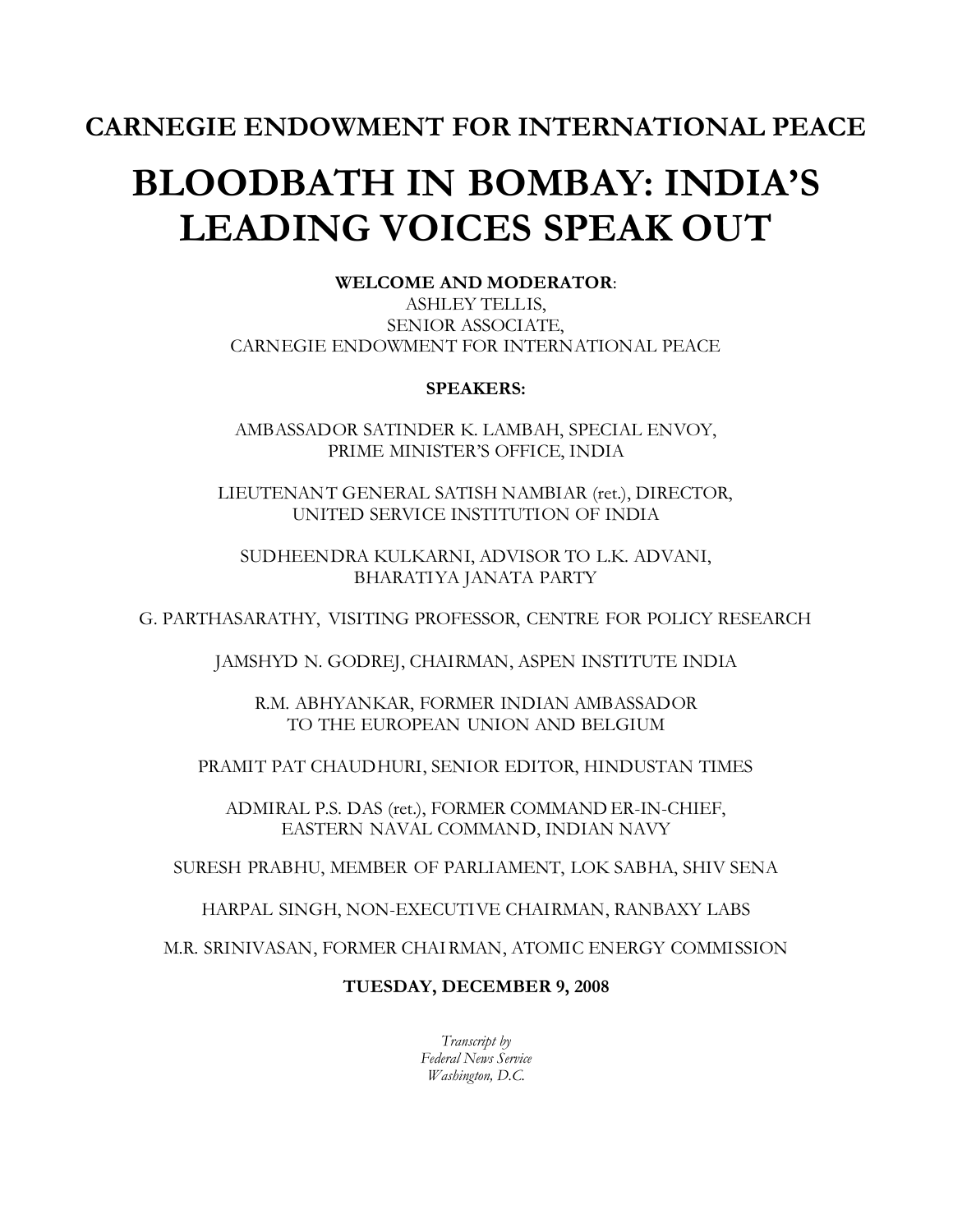## CARNEGIE ENDOWMENT FOR INTERNATIONAL PEACE

# BLOODBATH IN BOMBAY: INDIA'S LEADING VOICES SPEAK OUT

**WELCOME AND MODERATOR**:
ASHLEY TELLIS,
SENIOR ASSOCIATE,
CARNEGIE ENDOWMENT FOR INTERNATIONAL PEACE

**SPEAKERS:**

AMBASSADOR SATINDER K. LAMBAH, SPECIAL ENVOY,
PRIME MINISTER'S OFFICE, INDIA

LIEUTENANT GENERAL SATISH NAMBIAR (ret.), DIRECTOR,
UNITED SERVICE INSTITUTION OF INDIA

SUDHEENDRA KULKARNI, ADVISOR TO L.K. ADVANI,
BHARATIYA JANATA PARTY

G. PARTHASARATHY, VISITING PROFESSOR, CENTRE FOR POLICY RESEARCH

JAMSHYD N. GODREJ, CHAIRMAN, ASPEN INSTITUTE INDIA

R.M. ABHYANKAR, FORMER INDIAN AMBASSADOR
TO THE EUROPEAN UNION AND BELGIUM

PRAMIT PAT CHAUDHURI, SENIOR EDITOR, HINDUSTAN TIMES

ADMIRAL P.S. DAS (ret.), FORMER COMMANDER-IN-CHIEF,
EASTERN NAVAL COMMAND, INDIAN NAVY

SURESH PRABHU, MEMBER OF PARLIAMENT, LOK SABHA, SHIV SENA

HARPAL SINGH, NON-EXECUTIVE CHAIRMAN, RANBAXY LABS

M.R. SRINIVASAN, FORMER CHAIRMAN, ATOMIC ENERGY COMMISSION

**TUESDAY, DECEMBER 9, 2008**

*Transcript by*
*Federal News Service*
*Washington, D.C.*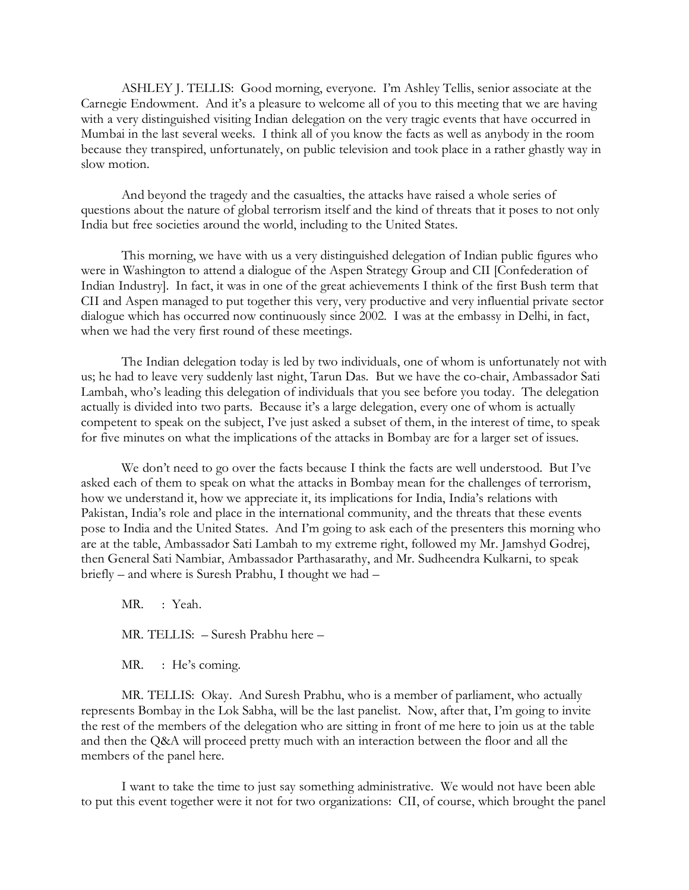ASHLEY J. TELLIS: Good morning, everyone. I'm Ashley Tellis, senior associate at the Carnegie Endowment. And it's a pleasure to welcome all of you to this meeting that we are having with a very distinguished visiting Indian delegation on the very tragic events that have occurred in Mumbai in the last several weeks. I think all of you know the facts as well as anybody in the room because they transpired, unfortunately, on public television and took place in a rather ghastly way in slow motion.

And beyond the tragedy and the casualties, the attacks have raised a whole series of questions about the nature of global terrorism itself and the kind of threats that it poses to not only India but free societies around the world, including to the United States.

This morning, we have with us a very distinguished delegation of Indian public figures who were in Washington to attend a dialogue of the Aspen Strategy Group and CII [Confederation of Indian Industry]. In fact, it was in one of the great achievements I think of the first Bush term that CII and Aspen managed to put together this very, very productive and very influential private sector dialogue which has occurred now continuously since 2002. I was at the embassy in Delhi, in fact, when we had the very first round of these meetings.

The Indian delegation today is led by two individuals, one of whom is unfortunately not with us; he had to leave very suddenly last night, Tarun Das. But we have the co-chair, Ambassador Sati Lambah, who's leading this delegation of individuals that you see before you today. The delegation actually is divided into two parts. Because it's a large delegation, every one of whom is actually competent to speak on the subject, I've just asked a subset of them, in the interest of time, to speak for five minutes on what the implications of the attacks in Bombay are for a larger set of issues.

We don't need to go over the facts because I think the facts are well understood. But I've asked each of them to speak on what the attacks in Bombay mean for the challenges of terrorism, how we understand it, how we appreciate it, its implications for India, India's relations with Pakistan, India's role and place in the international community, and the threats that these events pose to India and the United States. And I'm going to ask each of the presenters this morning who are at the table, Ambassador Sati Lambah to my extreme right, followed my Mr. Jamshyd Godrej, then General Sati Nambiar, Ambassador Parthasarathy, and Mr. Sudheendra Kulkarni, to speak briefly – and where is Suresh Prabhu, I thought we had –

MR. : Yeah.

MR. TELLIS: – Suresh Prabhu here –

MR. : He's coming.

MR. TELLIS: Okay. And Suresh Prabhu, who is a member of parliament, who actually represents Bombay in the Lok Sabha, will be the last panelist. Now, after that, I'm going to invite the rest of the members of the delegation who are sitting in front of me here to join us at the table and then the Q&A will proceed pretty much with an interaction between the floor and all the members of the panel here.

I want to take the time to just say something administrative. We would not have been able to put this event together were it not for two organizations: CII, of course, which brought the panel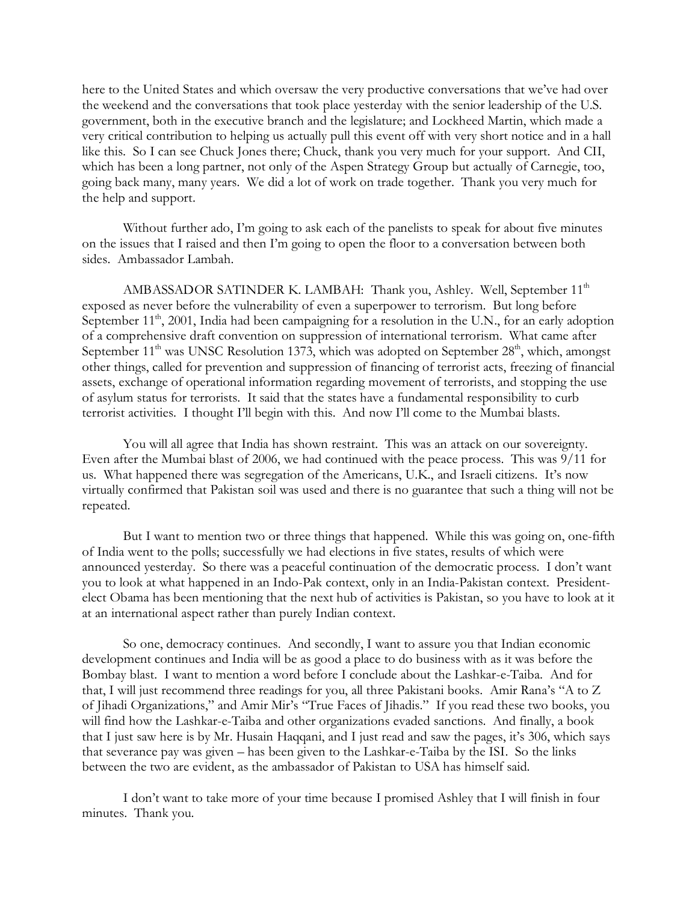here to the United States and which oversaw the very productive conversations that we've had over the weekend and the conversations that took place yesterday with the senior leadership of the U.S. government, both in the executive branch and the legislature; and Lockheed Martin, which made a very critical contribution to helping us actually pull this event off with very short notice and in a hall like this. So I can see Chuck Jones there; Chuck, thank you very much for your support. And CII, which has been a long partner, not only of the Aspen Strategy Group but actually of Carnegie, too, going back many, many years. We did a lot of work on trade together. Thank you very much for the help and support.

Without further ado, I'm going to ask each of the panelists to speak for about five minutes on the issues that I raised and then I'm going to open the floor to a conversation between both sides. Ambassador Lambah.

AMBASSADOR SATINDER K. LAMBAH: Thank you, Ashley. Well, September 11th exposed as never before the vulnerability of even a superpower to terrorism. But long before September 11th, 2001, India had been campaigning for a resolution in the U.N., for an early adoption of a comprehensive draft convention on suppression of international terrorism. What came after September 11th was UNSC Resolution 1373, which was adopted on September 28th, which, amongst other things, called for prevention and suppression of financing of terrorist acts, freezing of financial assets, exchange of operational information regarding movement of terrorists, and stopping the use of asylum status for terrorists. It said that the states have a fundamental responsibility to curb terrorist activities. I thought I'll begin with this. And now I'll come to the Mumbai blasts.

You will all agree that India has shown restraint. This was an attack on our sovereignty. Even after the Mumbai blast of 2006, we had continued with the peace process. This was 9/11 for us. What happened there was segregation of the Americans, U.K., and Israeli citizens. It's now virtually confirmed that Pakistan soil was used and there is no guarantee that such a thing will not be repeated.

But I want to mention two or three things that happened. While this was going on, one-fifth of India went to the polls; successfully we had elections in five states, results of which were announced yesterday. So there was a peaceful continuation of the democratic process. I don't want you to look at what happened in an Indo-Pak context, only in an India-Pakistan context. President-elect Obama has been mentioning that the next hub of activities is Pakistan, so you have to look at it at an international aspect rather than purely Indian context.

So one, democracy continues. And secondly, I want to assure you that Indian economic development continues and India will be as good a place to do business with as it was before the Bombay blast. I want to mention a word before I conclude about the Lashkar-e-Taiba. And for that, I will just recommend three readings for you, all three Pakistani books. Amir Rana's "A to Z of Jihadi Organizations," and Amir Mir's "True Faces of Jihadis." If you read these two books, you will find how the Lashkar-e-Taiba and other organizations evaded sanctions. And finally, a book that I just saw here is by Mr. Husain Haqqani, and I just read and saw the pages, it's 306, which says that severance pay was given – has been given to the Lashkar-e-Taiba by the ISI. So the links between the two are evident, as the ambassador of Pakistan to USA has himself said.

I don't want to take more of your time because I promised Ashley that I will finish in four minutes. Thank you.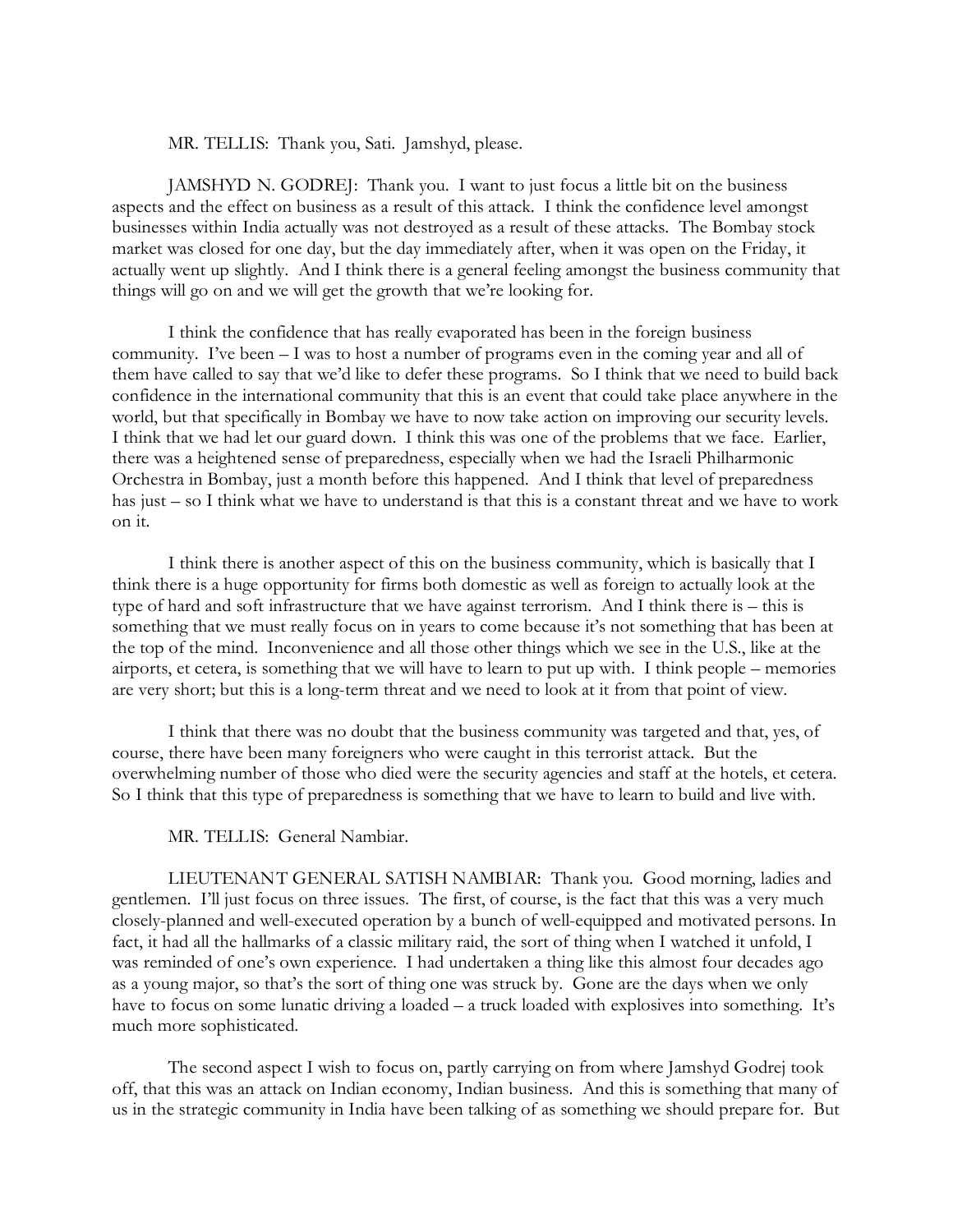MR. TELLIS: Thank you, Sati. Jamshyd, please.

JAMSHYD N. GODREJ: Thank you. I want to just focus a little bit on the business aspects and the effect on business as a result of this attack. I think the confidence level amongst businesses within India actually was not destroyed as a result of these attacks. The Bombay stock market was closed for one day, but the day immediately after, when it was open on the Friday, it actually went up slightly. And I think there is a general feeling amongst the business community that things will go on and we will get the growth that we're looking for.

I think the confidence that has really evaporated has been in the foreign business community. I've been – I was to host a number of programs even in the coming year and all of them have called to say that we'd like to defer these programs. So I think that we need to build back confidence in the international community that this is an event that could take place anywhere in the world, but that specifically in Bombay we have to now take action on improving our security levels. I think that we had let our guard down. I think this was one of the problems that we face. Earlier, there was a heightened sense of preparedness, especially when we had the Israeli Philharmonic Orchestra in Bombay, just a month before this happened. And I think that level of preparedness has just – so I think what we have to understand is that this is a constant threat and we have to work on it.

I think there is another aspect of this on the business community, which is basically that I think there is a huge opportunity for firms both domestic as well as foreign to actually look at the type of hard and soft infrastructure that we have against terrorism. And I think there is – this is something that we must really focus on in years to come because it's not something that has been at the top of the mind. Inconvenience and all those other things which we see in the U.S., like at the airports, et cetera, is something that we will have to learn to put up with. I think people – memories are very short; but this is a long-term threat and we need to look at it from that point of view.

I think that there was no doubt that the business community was targeted and that, yes, of course, there have been many foreigners who were caught in this terrorist attack. But the overwhelming number of those who died were the security agencies and staff at the hotels, et cetera. So I think that this type of preparedness is something that we have to learn to build and live with.

MR. TELLIS: General Nambiar.

LIEUTENANT GENERAL SATISH NAMBIAR: Thank you. Good morning, ladies and gentlemen. I'll just focus on three issues. The first, of course, is the fact that this was a very much closely-planned and well-executed operation by a bunch of well-equipped and motivated persons. In fact, it had all the hallmarks of a classic military raid, the sort of thing when I watched it unfold, I was reminded of one's own experience. I had undertaken a thing like this almost four decades ago as a young major, so that's the sort of thing one was struck by. Gone are the days when we only have to focus on some lunatic driving a loaded – a truck loaded with explosives into something. It's much more sophisticated.

The second aspect I wish to focus on, partly carrying on from where Jamshyd Godrej took off, that this was an attack on Indian economy, Indian business. And this is something that many of us in the strategic community in India have been talking of as something we should prepare for. But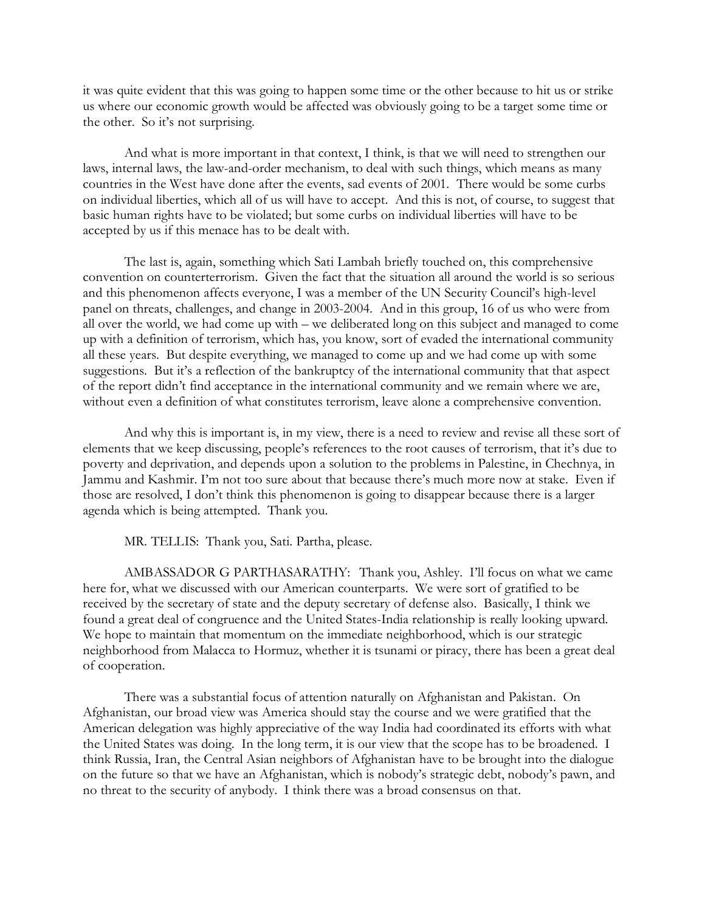it was quite evident that this was going to happen some time or the other because to hit us or strike us where our economic growth would be affected was obviously going to be a target some time or the other. So it's not surprising.

And what is more important in that context, I think, is that we will need to strengthen our laws, internal laws, the law-and-order mechanism, to deal with such things, which means as many countries in the West have done after the events, sad events of 2001. There would be some curbs on individual liberties, which all of us will have to accept. And this is not, of course, to suggest that basic human rights have to be violated; but some curbs on individual liberties will have to be accepted by us if this menace has to be dealt with.

The last is, again, something which Sati Lambah briefly touched on, this comprehensive convention on counterterrorism. Given the fact that the situation all around the world is so serious and this phenomenon affects everyone, I was a member of the UN Security Council's high-level panel on threats, challenges, and change in 2003-2004. And in this group, 16 of us who were from all over the world, we had come up with – we deliberated long on this subject and managed to come up with a definition of terrorism, which has, you know, sort of evaded the international community all these years. But despite everything, we managed to come up and we had come up with some suggestions. But it's a reflection of the bankruptcy of the international community that that aspect of the report didn't find acceptance in the international community and we remain where we are, without even a definition of what constitutes terrorism, leave alone a comprehensive convention.

And why this is important is, in my view, there is a need to review and revise all these sort of elements that we keep discussing, people's references to the root causes of terrorism, that it's due to poverty and deprivation, and depends upon a solution to the problems in Palestine, in Chechnya, in Jammu and Kashmir. I'm not too sure about that because there's much more now at stake. Even if those are resolved, I don't think this phenomenon is going to disappear because there is a larger agenda which is being attempted. Thank you.

MR. TELLIS: Thank you, Sati. Partha, please.

AMBASSADOR G PARTHASARATHY: Thank you, Ashley. I'll focus on what we came here for, what we discussed with our American counterparts. We were sort of gratified to be received by the secretary of state and the deputy secretary of defense also. Basically, I think we found a great deal of congruence and the United States-India relationship is really looking upward. We hope to maintain that momentum on the immediate neighborhood, which is our strategic neighborhood from Malacca to Hormuz, whether it is tsunami or piracy, there has been a great deal of cooperation.

There was a substantial focus of attention naturally on Afghanistan and Pakistan. On Afghanistan, our broad view was America should stay the course and we were gratified that the American delegation was highly appreciative of the way India had coordinated its efforts with what the United States was doing. In the long term, it is our view that the scope has to be broadened. I think Russia, Iran, the Central Asian neighbors of Afghanistan have to be brought into the dialogue on the future so that we have an Afghanistan, which is nobody's strategic debt, nobody's pawn, and no threat to the security of anybody. I think there was a broad consensus on that.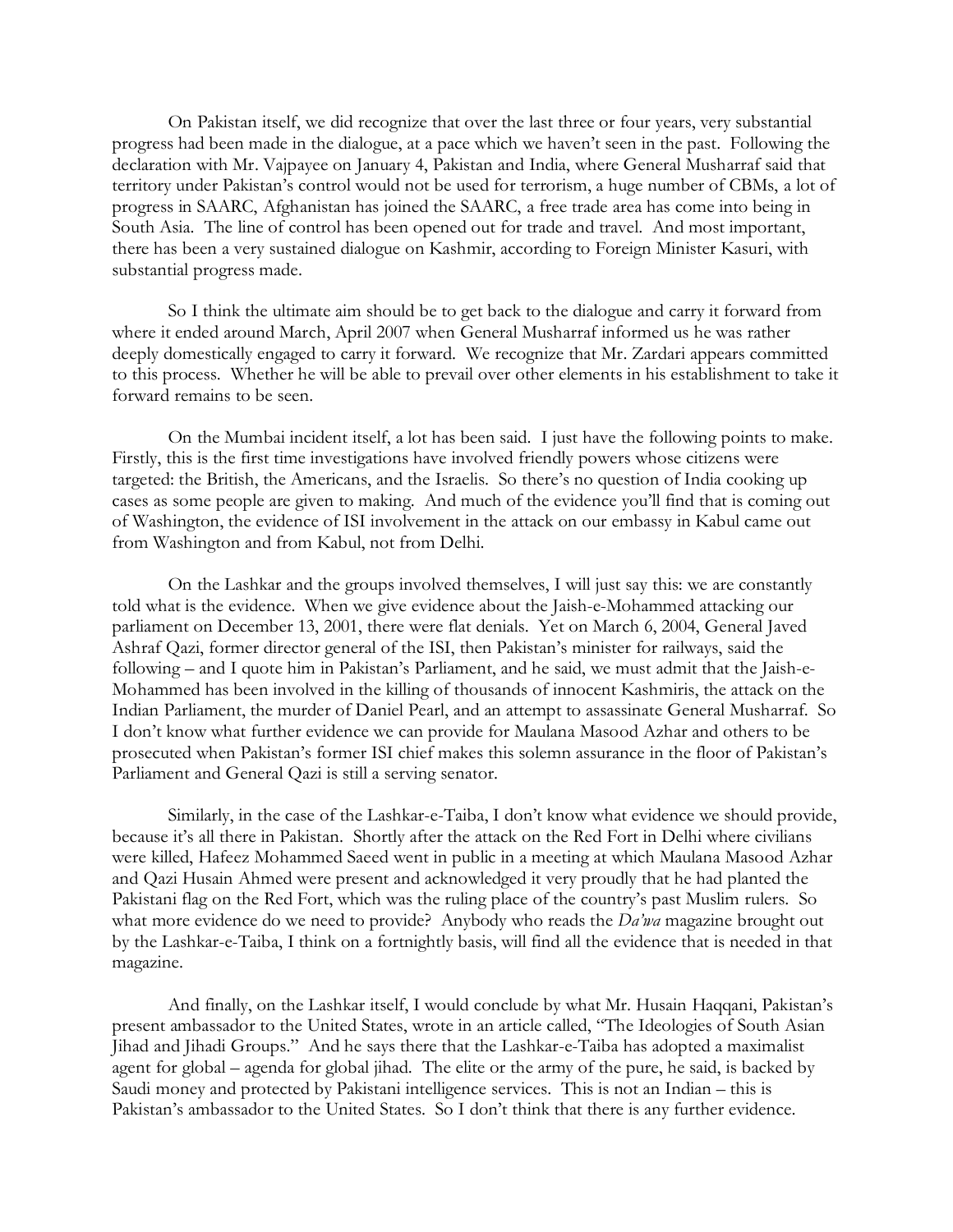On Pakistan itself, we did recognize that over the last three or four years, very substantial progress had been made in the dialogue, at a pace which we haven't seen in the past. Following the declaration with Mr. Vajpayee on January 4, Pakistan and India, where General Musharraf said that territory under Pakistan's control would not be used for terrorism, a huge number of CBMs, a lot of progress in SAARC, Afghanistan has joined the SAARC, a free trade area has come into being in South Asia. The line of control has been opened out for trade and travel. And most important, there has been a very sustained dialogue on Kashmir, according to Foreign Minister Kasuri, with substantial progress made.

So I think the ultimate aim should be to get back to the dialogue and carry it forward from where it ended around March, April 2007 when General Musharraf informed us he was rather deeply domestically engaged to carry it forward. We recognize that Mr. Zardari appears committed to this process. Whether he will be able to prevail over other elements in his establishment to take it forward remains to be seen.

On the Mumbai incident itself, a lot has been said. I just have the following points to make. Firstly, this is the first time investigations have involved friendly powers whose citizens were targeted: the British, the Americans, and the Israelis. So there's no question of India cooking up cases as some people are given to making. And much of the evidence you'll find that is coming out of Washington, the evidence of ISI involvement in the attack on our embassy in Kabul came out from Washington and from Kabul, not from Delhi.

On the Lashkar and the groups involved themselves, I will just say this: we are constantly told what is the evidence. When we give evidence about the Jaish-e-Mohammed attacking our parliament on December 13, 2001, there were flat denials. Yet on March 6, 2004, General Javed Ashraf Qazi, former director general of the ISI, then Pakistan's minister for railways, said the following – and I quote him in Pakistan's Parliament, and he said, we must admit that the Jaish-e-Mohammed has been involved in the killing of thousands of innocent Kashmiris, the attack on the Indian Parliament, the murder of Daniel Pearl, and an attempt to assassinate General Musharraf. So I don't know what further evidence we can provide for Maulana Masood Azhar and others to be prosecuted when Pakistan's former ISI chief makes this solemn assurance in the floor of Pakistan's Parliament and General Qazi is still a serving senator.

Similarly, in the case of the Lashkar-e-Taiba, I don't know what evidence we should provide, because it's all there in Pakistan. Shortly after the attack on the Red Fort in Delhi where civilians were killed, Hafeez Mohammed Saeed went in public in a meeting at which Maulana Masood Azhar and Qazi Husain Ahmed were present and acknowledged it very proudly that he had planted the Pakistani flag on the Red Fort, which was the ruling place of the country's past Muslim rulers. So what more evidence do we need to provide? Anybody who reads the *Da'wa* magazine brought out by the Lashkar-e-Taiba, I think on a fortnightly basis, will find all the evidence that is needed in that magazine.

And finally, on the Lashkar itself, I would conclude by what Mr. Husain Haqqani, Pakistan's present ambassador to the United States, wrote in an article called, "The Ideologies of South Asian Jihad and Jihadi Groups." And he says there that the Lashkar-e-Taiba has adopted a maximalist agent for global – agenda for global jihad. The elite or the army of the pure, he said, is backed by Saudi money and protected by Pakistani intelligence services. This is not an Indian – this is Pakistan's ambassador to the United States. So I don't think that there is any further evidence.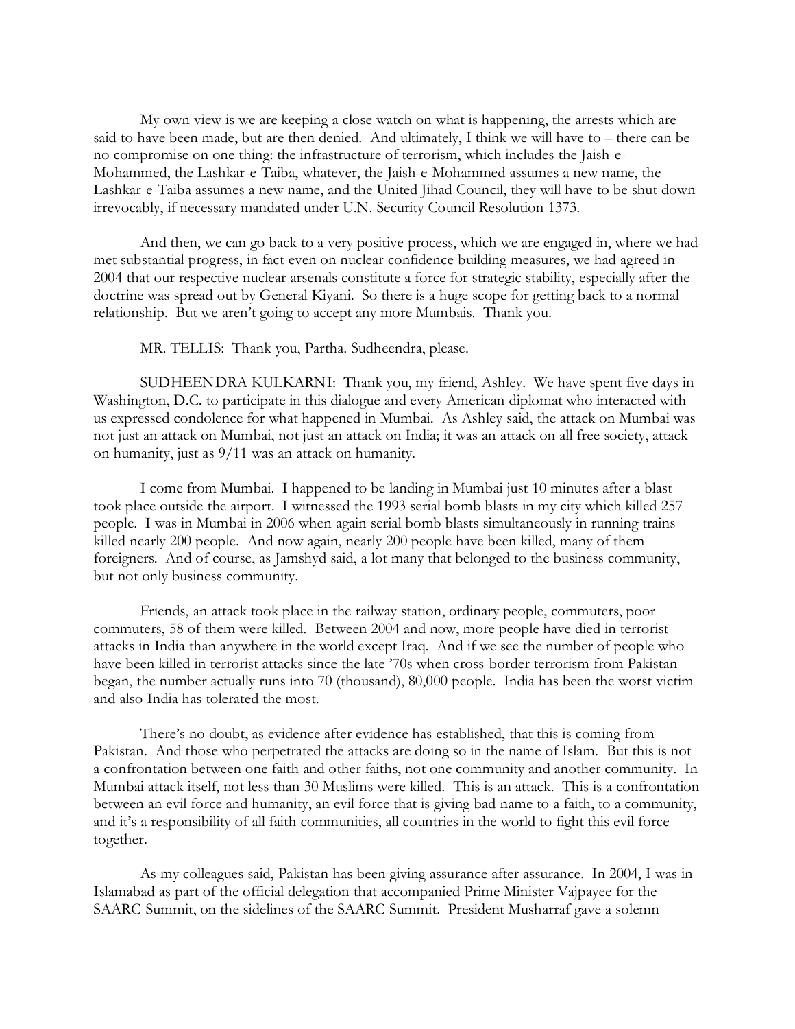My own view is we are keeping a close watch on what is happening, the arrests which are said to have been made, but are then denied. And ultimately, I think we will have to – there can be no compromise on one thing: the infrastructure of terrorism, which includes the Jaish-e-Mohammed, the Lashkar-e-Taiba, whatever, the Jaish-e-Mohammed assumes a new name, the Lashkar-e-Taiba assumes a new name, and the United Jihad Council, they will have to be shut down irrevocably, if necessary mandated under U.N. Security Council Resolution 1373.

And then, we can go back to a very positive process, which we are engaged in, where we had met substantial progress, in fact even on nuclear confidence building measures, we had agreed in 2004 that our respective nuclear arsenals constitute a force for strategic stability, especially after the doctrine was spread out by General Kiyani. So there is a huge scope for getting back to a normal relationship. But we aren't going to accept any more Mumbais. Thank you.

MR. TELLIS: Thank you, Partha. Sudheendra, please.

SUDHEENDRA KULKARNI: Thank you, my friend, Ashley. We have spent five days in Washington, D.C. to participate in this dialogue and every American diplomat who interacted with us expressed condolence for what happened in Mumbai. As Ashley said, the attack on Mumbai was not just an attack on Mumbai, not just an attack on India; it was an attack on all free society, attack on humanity, just as 9/11 was an attack on humanity.

I come from Mumbai. I happened to be landing in Mumbai just 10 minutes after a blast took place outside the airport. I witnessed the 1993 serial bomb blasts in my city which killed 257 people. I was in Mumbai in 2006 when again serial bomb blasts simultaneously in running trains killed nearly 200 people. And now again, nearly 200 people have been killed, many of them foreigners. And of course, as Jamshyd said, a lot many that belonged to the business community, but not only business community.

Friends, an attack took place in the railway station, ordinary people, commuters, poor commuters, 58 of them were killed. Between 2004 and now, more people have died in terrorist attacks in India than anywhere in the world except Iraq. And if we see the number of people who have been killed in terrorist attacks since the late '70s when cross-border terrorism from Pakistan began, the number actually runs into 70 (thousand), 80,000 people. India has been the worst victim and also India has tolerated the most.

There's no doubt, as evidence after evidence has established, that this is coming from Pakistan. And those who perpetrated the attacks are doing so in the name of Islam. But this is not a confrontation between one faith and other faiths, not one community and another community. In Mumbai attack itself, not less than 30 Muslims were killed. This is an attack. This is a confrontation between an evil force and humanity, an evil force that is giving bad name to a faith, to a community, and it's a responsibility of all faith communities, all countries in the world to fight this evil force together.

As my colleagues said, Pakistan has been giving assurance after assurance. In 2004, I was in Islamabad as part of the official delegation that accompanied Prime Minister Vajpayee for the SAARC Summit, on the sidelines of the SAARC Summit. President Musharraf gave a solemn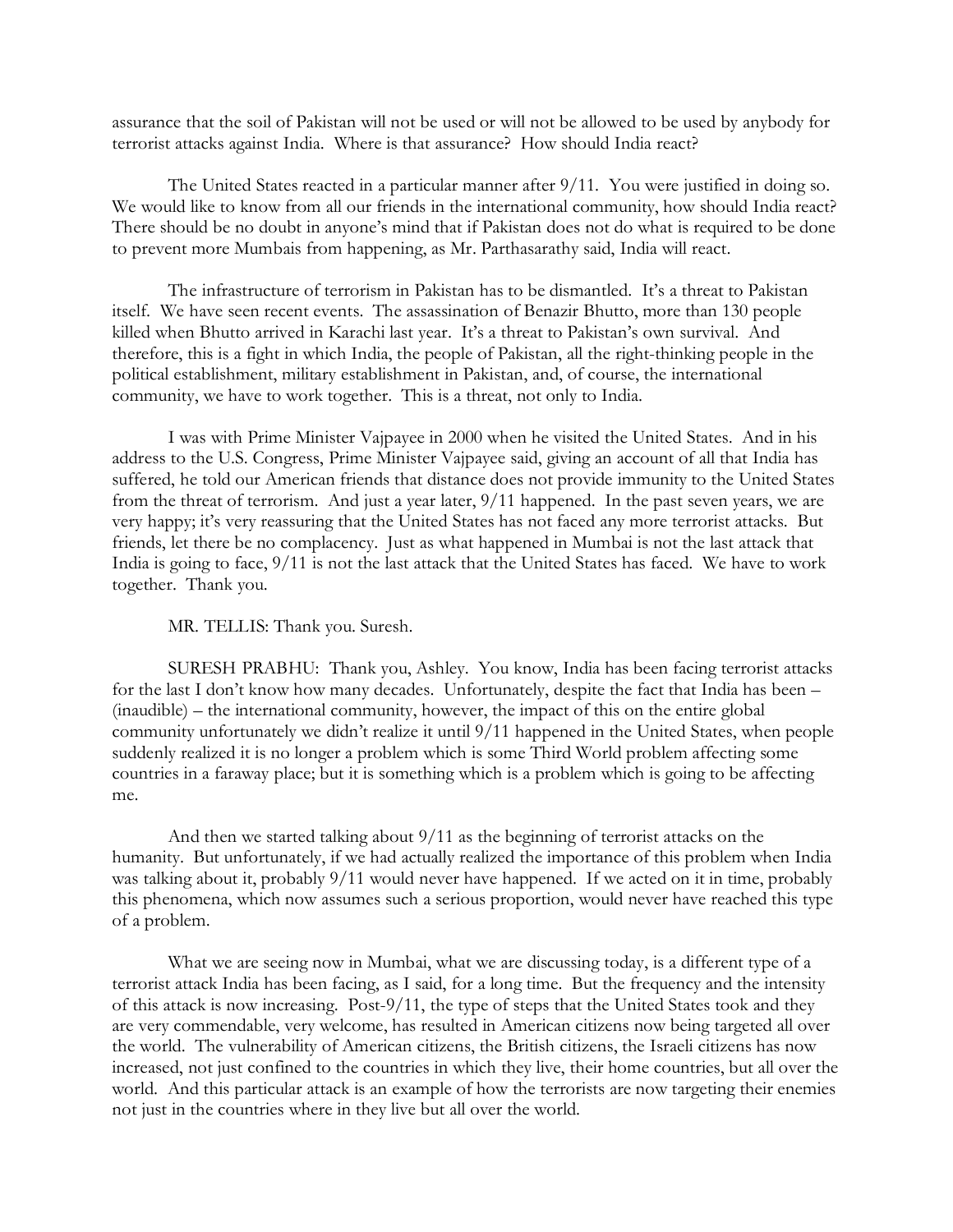assurance that the soil of Pakistan will not be used or will not be allowed to be used by anybody for terrorist attacks against India. Where is that assurance? How should India react?

The United States reacted in a particular manner after 9/11. You were justified in doing so. We would like to know from all our friends in the international community, how should India react? There should be no doubt in anyone's mind that if Pakistan does not do what is required to be done to prevent more Mumbais from happening, as Mr. Parthasarathy said, India will react.

The infrastructure of terrorism in Pakistan has to be dismantled. It's a threat to Pakistan itself. We have seen recent events. The assassination of Benazir Bhutto, more than 130 people killed when Bhutto arrived in Karachi last year. It's a threat to Pakistan's own survival. And therefore, this is a fight in which India, the people of Pakistan, all the right-thinking people in the political establishment, military establishment in Pakistan, and, of course, the international community, we have to work together. This is a threat, not only to India.

I was with Prime Minister Vajpayee in 2000 when he visited the United States. And in his address to the U.S. Congress, Prime Minister Vajpayee said, giving an account of all that India has suffered, he told our American friends that distance does not provide immunity to the United States from the threat of terrorism. And just a year later, 9/11 happened. In the past seven years, we are very happy; it's very reassuring that the United States has not faced any more terrorist attacks. But friends, let there be no complacency. Just as what happened in Mumbai is not the last attack that India is going to face, 9/11 is not the last attack that the United States has faced. We have to work together. Thank you.

MR. TELLIS: Thank you. Suresh.

SURESH PRABHU: Thank you, Ashley. You know, India has been facing terrorist attacks for the last I don't know how many decades. Unfortunately, despite the fact that India has been – (inaudible) – the international community, however, the impact of this on the entire global community unfortunately we didn't realize it until 9/11 happened in the United States, when people suddenly realized it is no longer a problem which is some Third World problem affecting some countries in a faraway place; but it is something which is a problem which is going to be affecting me.

And then we started talking about 9/11 as the beginning of terrorist attacks on the humanity. But unfortunately, if we had actually realized the importance of this problem when India was talking about it, probably 9/11 would never have happened. If we acted on it in time, probably this phenomena, which now assumes such a serious proportion, would never have reached this type of a problem.

What we are seeing now in Mumbai, what we are discussing today, is a different type of a terrorist attack India has been facing, as I said, for a long time. But the frequency and the intensity of this attack is now increasing. Post-9/11, the type of steps that the United States took and they are very commendable, very welcome, has resulted in American citizens now being targeted all over the world. The vulnerability of American citizens, the British citizens, the Israeli citizens has now increased, not just confined to the countries in which they live, their home countries, but all over the world. And this particular attack is an example of how the terrorists are now targeting their enemies not just in the countries where in they live but all over the world.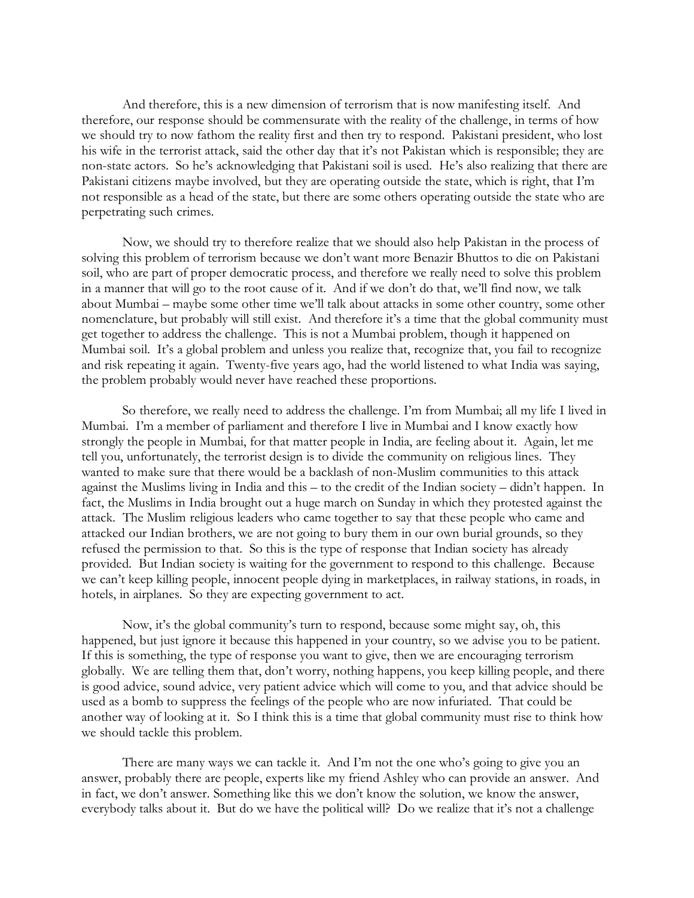And therefore, this is a new dimension of terrorism that is now manifesting itself. And therefore, our response should be commensurate with the reality of the challenge, in terms of how we should try to now fathom the reality first and then try to respond. Pakistani president, who lost his wife in the terrorist attack, said the other day that it's not Pakistan which is responsible; they are non-state actors. So he's acknowledging that Pakistani soil is used. He's also realizing that there are Pakistani citizens maybe involved, but they are operating outside the state, which is right, that I'm not responsible as a head of the state, but there are some others operating outside the state who are perpetrating such crimes.

Now, we should try to therefore realize that we should also help Pakistan in the process of solving this problem of terrorism because we don't want more Benazir Bhuttos to die on Pakistani soil, who are part of proper democratic process, and therefore we really need to solve this problem in a manner that will go to the root cause of it. And if we don't do that, we'll find now, we talk about Mumbai – maybe some other time we'll talk about attacks in some other country, some other nomenclature, but probably will still exist. And therefore it's a time that the global community must get together to address the challenge. This is not a Mumbai problem, though it happened on Mumbai soil. It's a global problem and unless you realize that, recognize that, you fail to recognize and risk repeating it again. Twenty-five years ago, had the world listened to what India was saying, the problem probably would never have reached these proportions.

So therefore, we really need to address the challenge. I'm from Mumbai; all my life I lived in Mumbai. I'm a member of parliament and therefore I live in Mumbai and I know exactly how strongly the people in Mumbai, for that matter people in India, are feeling about it. Again, let me tell you, unfortunately, the terrorist design is to divide the community on religious lines. They wanted to make sure that there would be a backlash of non-Muslim communities to this attack against the Muslims living in India and this – to the credit of the Indian society – didn't happen. In fact, the Muslims in India brought out a huge march on Sunday in which they protested against the attack. The Muslim religious leaders who came together to say that these people who came and attacked our Indian brothers, we are not going to bury them in our own burial grounds, so they refused the permission to that. So this is the type of response that Indian society has already provided. But Indian society is waiting for the government to respond to this challenge. Because we can't keep killing people, innocent people dying in marketplaces, in railway stations, in roads, in hotels, in airplanes. So they are expecting government to act.

Now, it's the global community's turn to respond, because some might say, oh, this happened, but just ignore it because this happened in your country, so we advise you to be patient. If this is something, the type of response you want to give, then we are encouraging terrorism globally. We are telling them that, don't worry, nothing happens, you keep killing people, and there is good advice, sound advice, very patient advice which will come to you, and that advice should be used as a bomb to suppress the feelings of the people who are now infuriated. That could be another way of looking at it. So I think this is a time that global community must rise to think how we should tackle this problem.

There are many ways we can tackle it. And I'm not the one who's going to give you an answer, probably there are people, experts like my friend Ashley who can provide an answer. And in fact, we don't answer. Something like this we don't know the solution, we know the answer, everybody talks about it. But do we have the political will? Do we realize that it's not a challenge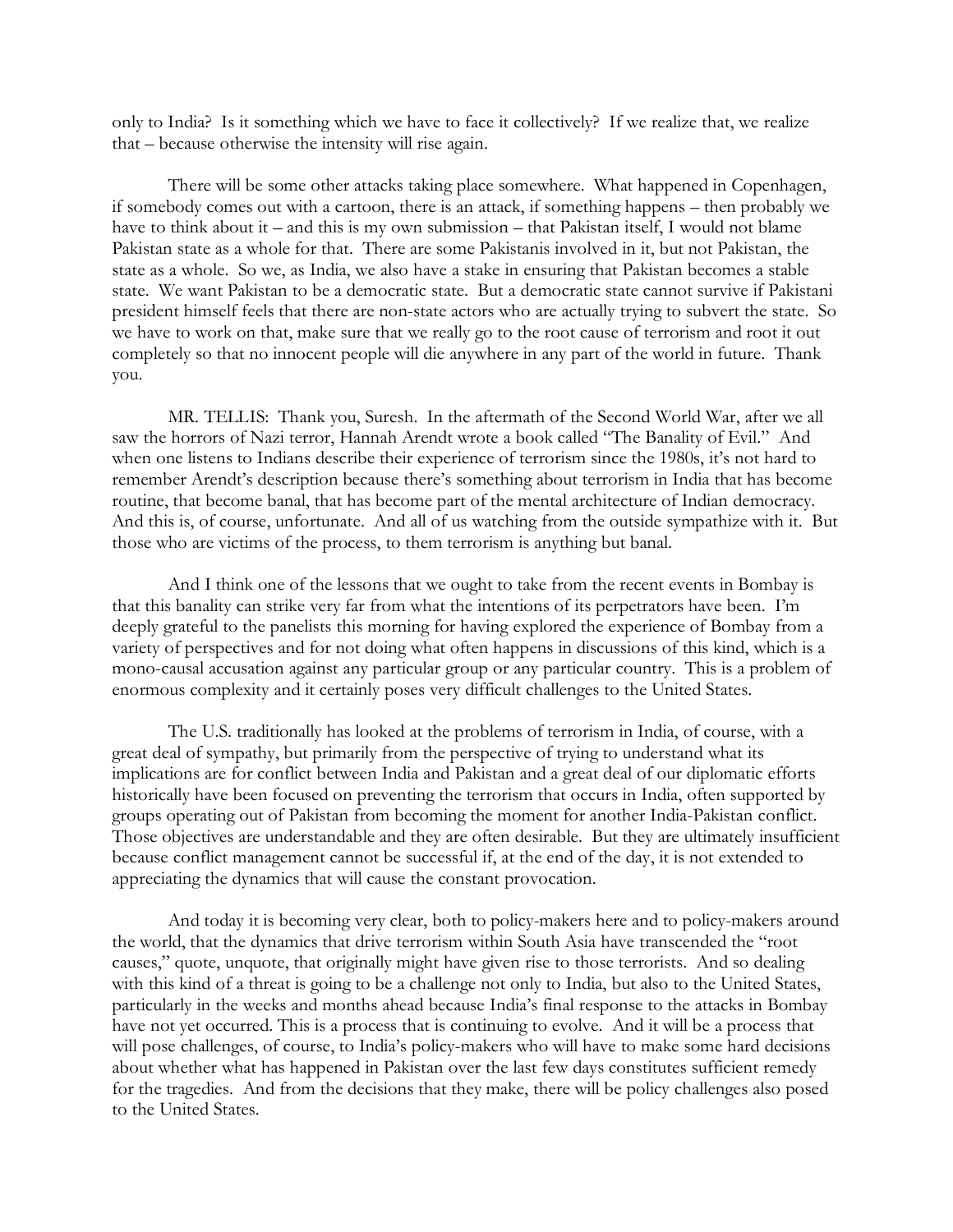only to India? Is it something which we have to face it collectively? If we realize that, we realize that – because otherwise the intensity will rise again.

There will be some other attacks taking place somewhere. What happened in Copenhagen, if somebody comes out with a cartoon, there is an attack, if something happens – then probably we have to think about it – and this is my own submission – that Pakistan itself, I would not blame Pakistan state as a whole for that. There are some Pakistanis involved in it, but not Pakistan, the state as a whole. So we, as India, we also have a stake in ensuring that Pakistan becomes a stable state. We want Pakistan to be a democratic state. But a democratic state cannot survive if Pakistani president himself feels that there are non-state actors who are actually trying to subvert the state. So we have to work on that, make sure that we really go to the root cause of terrorism and root it out completely so that no innocent people will die anywhere in any part of the world in future. Thank you.

MR. TELLIS: Thank you, Suresh. In the aftermath of the Second World War, after we all saw the horrors of Nazi terror, Hannah Arendt wrote a book called "The Banality of Evil." And when one listens to Indians describe their experience of terrorism since the 1980s, it's not hard to remember Arendt's description because there's something about terrorism in India that has become routine, that become banal, that has become part of the mental architecture of Indian democracy. And this is, of course, unfortunate. And all of us watching from the outside sympathize with it. But those who are victims of the process, to them terrorism is anything but banal.

And I think one of the lessons that we ought to take from the recent events in Bombay is that this banality can strike very far from what the intentions of its perpetrators have been. I'm deeply grateful to the panelists this morning for having explored the experience of Bombay from a variety of perspectives and for not doing what often happens in discussions of this kind, which is a mono-causal accusation against any particular group or any particular country. This is a problem of enormous complexity and it certainly poses very difficult challenges to the United States.

The U.S. traditionally has looked at the problems of terrorism in India, of course, with a great deal of sympathy, but primarily from the perspective of trying to understand what its implications are for conflict between India and Pakistan and a great deal of our diplomatic efforts historically have been focused on preventing the terrorism that occurs in India, often supported by groups operating out of Pakistan from becoming the moment for another India-Pakistan conflict. Those objectives are understandable and they are often desirable. But they are ultimately insufficient because conflict management cannot be successful if, at the end of the day, it is not extended to appreciating the dynamics that will cause the constant provocation.

And today it is becoming very clear, both to policy-makers here and to policy-makers around the world, that the dynamics that drive terrorism within South Asia have transcended the "root causes," quote, unquote, that originally might have given rise to those terrorists. And so dealing with this kind of a threat is going to be a challenge not only to India, but also to the United States, particularly in the weeks and months ahead because India's final response to the attacks in Bombay have not yet occurred. This is a process that is continuing to evolve. And it will be a process that will pose challenges, of course, to India's policy-makers who will have to make some hard decisions about whether what has happened in Pakistan over the last few days constitutes sufficient remedy for the tragedies. And from the decisions that they make, there will be policy challenges also posed to the United States.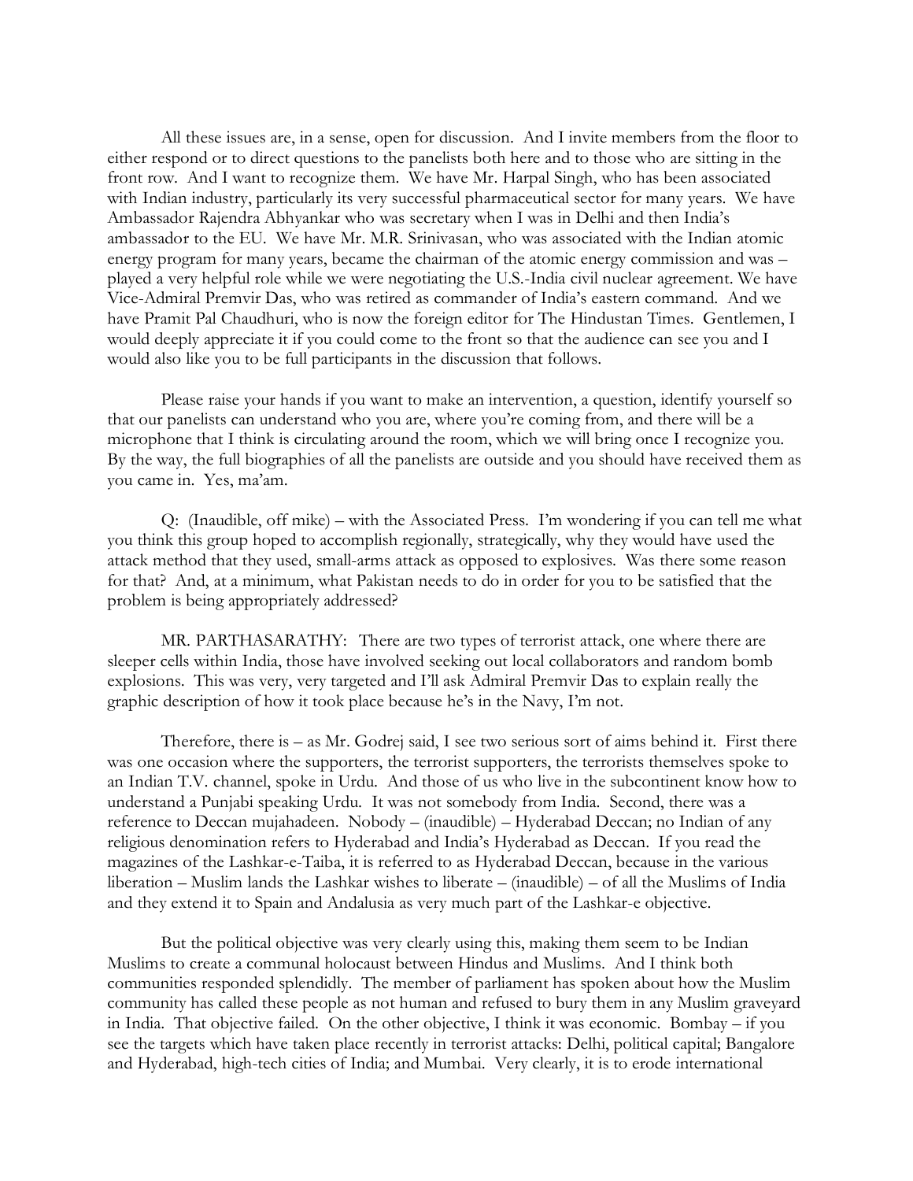All these issues are, in a sense, open for discussion. And I invite members from the floor to either respond or to direct questions to the panelists both here and to those who are sitting in the front row. And I want to recognize them. We have Mr. Harpal Singh, who has been associated with Indian industry, particularly its very successful pharmaceutical sector for many years. We have Ambassador Rajendra Abhyankar who was secretary when I was in Delhi and then India's ambassador to the EU. We have Mr. M.R. Srinivasan, who was associated with the Indian atomic energy program for many years, became the chairman of the atomic energy commission and was – played a very helpful role while we were negotiating the U.S.-India civil nuclear agreement. We have Vice-Admiral Premvir Das, who was retired as commander of India's eastern command. And we have Pramit Pal Chaudhuri, who is now the foreign editor for The Hindustan Times. Gentlemen, I would deeply appreciate it if you could come to the front so that the audience can see you and I would also like you to be full participants in the discussion that follows.

Please raise your hands if you want to make an intervention, a question, identify yourself so that our panelists can understand who you are, where you're coming from, and there will be a microphone that I think is circulating around the room, which we will bring once I recognize you. By the way, the full biographies of all the panelists are outside and you should have received them as you came in. Yes, ma'am.

Q: (Inaudible, off mike) – with the Associated Press. I'm wondering if you can tell me what you think this group hoped to accomplish regionally, strategically, why they would have used the attack method that they used, small-arms attack as opposed to explosives. Was there some reason for that? And, at a minimum, what Pakistan needs to do in order for you to be satisfied that the problem is being appropriately addressed?

MR. PARTHASARATHY: There are two types of terrorist attack, one where there are sleeper cells within India, those have involved seeking out local collaborators and random bomb explosions. This was very, very targeted and I'll ask Admiral Premvir Das to explain really the graphic description of how it took place because he's in the Navy, I'm not.

Therefore, there is – as Mr. Godrej said, I see two serious sort of aims behind it. First there was one occasion where the supporters, the terrorist supporters, the terrorists themselves spoke to an Indian T.V. channel, spoke in Urdu. And those of us who live in the subcontinent know how to understand a Punjabi speaking Urdu. It was not somebody from India. Second, there was a reference to Deccan mujahadeen. Nobody – (inaudible) – Hyderabad Deccan; no Indian of any religious denomination refers to Hyderabad and India's Hyderabad as Deccan. If you read the magazines of the Lashkar-e-Taiba, it is referred to as Hyderabad Deccan, because in the various liberation – Muslim lands the Lashkar wishes to liberate – (inaudible) – of all the Muslims of India and they extend it to Spain and Andalusia as very much part of the Lashkar-e objective.

But the political objective was very clearly using this, making them seem to be Indian Muslims to create a communal holocaust between Hindus and Muslims. And I think both communities responded splendidly. The member of parliament has spoken about how the Muslim community has called these people as not human and refused to bury them in any Muslim graveyard in India. That objective failed. On the other objective, I think it was economic. Bombay – if you see the targets which have taken place recently in terrorist attacks: Delhi, political capital; Bangalore and Hyderabad, high-tech cities of India; and Mumbai. Very clearly, it is to erode international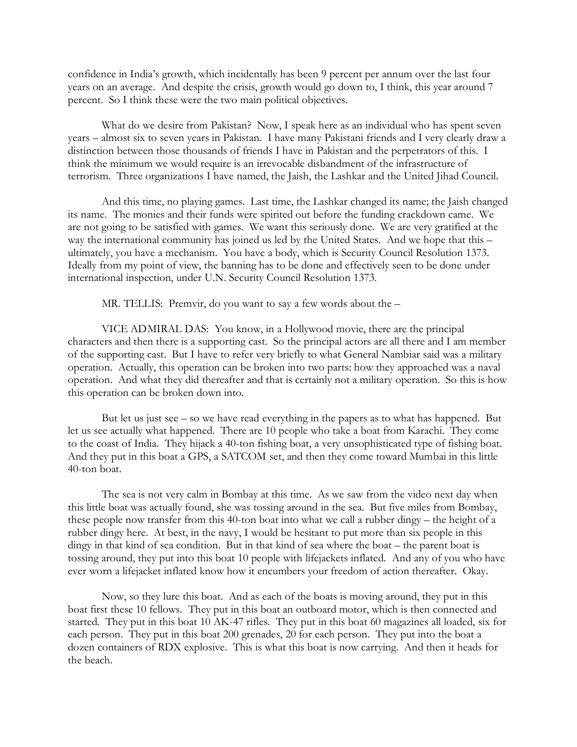confidence in India's growth, which incidentally has been 9 percent per annum over the last four years on an average. And despite the crisis, growth would go down to, I think, this year around 7 percent. So I think these were the two main political objectives.

What do we desire from Pakistan? Now, I speak here as an individual who has spent seven years – almost six to seven years in Pakistan. I have many Pakistani friends and I very clearly draw a distinction between those thousands of friends I have in Pakistan and the perpetrators of this. I think the minimum we would require is an irrevocable disbandment of the infrastructure of terrorism. Three organizations I have named, the Jaish, the Lashkar and the United Jihad Council.

And this time, no playing games. Last time, the Lashkar changed its name; the Jaish changed its name. The monies and their funds were spirited out before the funding crackdown came. We are not going to be satisfied with games. We want this seriously done. We are very gratified at the way the international community has joined us led by the United States. And we hope that this – ultimately, you have a mechanism. You have a body, which is Security Council Resolution 1373. Ideally from my point of view, the banning has to be done and effectively seen to be done under international inspection, under U.N. Security Council Resolution 1373.

MR. TELLIS: Premvir, do you want to say a few words about the –

VICE ADMIRAL DAS: You know, in a Hollywood movie, there are the principal characters and then there is a supporting cast. So the principal actors are all there and I am member of the supporting cast. But I have to refer very briefly to what General Nambiar said was a military operation. Actually, this operation can be broken into two parts: how they approached was a naval operation. And what they did thereafter and that is certainly not a military operation. So this is how this operation can be broken down into.

But let us just see – so we have read everything in the papers as to what has happened. But let us see actually what happened. There are 10 people who take a boat from Karachi. They come to the coast of India. They hijack a 40-ton fishing boat, a very unsophisticated type of fishing boat. And they put in this boat a GPS, a SATCOM set, and then they come toward Mumbai in this little 40-ton boat.

The sea is not very calm in Bombay at this time. As we saw from the video next day when this little boat was actually found, she was tossing around in the sea. But five miles from Bombay, these people now transfer from this 40-ton boat into what we call a rubber dingy – the height of a rubber dingy here. At best, in the navy, I would be hesitant to put more than six people in this dingy in that kind of sea condition. But in that kind of sea where the boat – the parent boat is tossing around, they put into this boat 10 people with lifejackets inflated. And any of you who have ever worn a lifejacket inflated know how it encumbers your freedom of action thereafter. Okay.

Now, so they lure this boat. And as each of the boats is moving around, they put in this boat first these 10 fellows. They put in this boat an outboard motor, which is then connected and started. They put in this boat 10 AK-47 rifles. They put in this boat 60 magazines all loaded, six for each person. They put in this boat 200 grenades, 20 for each person. They put into the boat a dozen containers of RDX explosive. This is what this boat is now carrying. And then it heads for the beach.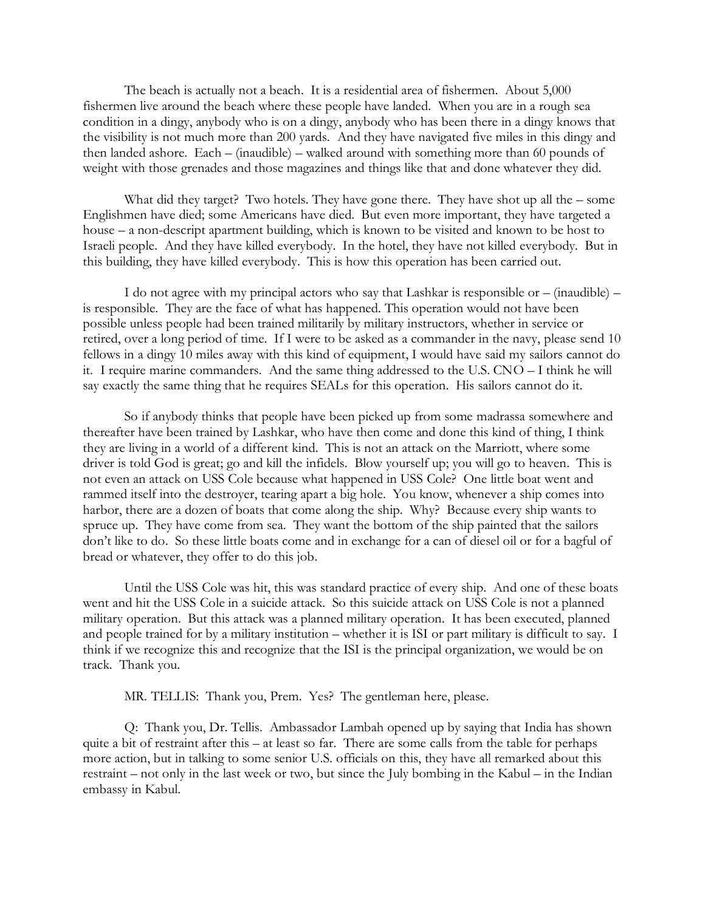The beach is actually not a beach. It is a residential area of fishermen. About 5,000 fishermen live around the beach where these people have landed. When you are in a rough sea condition in a dingy, anybody who is on a dingy, anybody who has been there in a dingy knows that the visibility is not much more than 200 yards. And they have navigated five miles in this dingy and then landed ashore. Each – (inaudible) – walked around with something more than 60 pounds of weight with those grenades and those magazines and things like that and done whatever they did.

What did they target? Two hotels. They have gone there. They have shot up all the – some Englishmen have died; some Americans have died. But even more important, they have targeted a house – a non-descript apartment building, which is known to be visited and known to be host to Israeli people. And they have killed everybody. In the hotel, they have not killed everybody. But in this building, they have killed everybody. This is how this operation has been carried out.

I do not agree with my principal actors who say that Lashkar is responsible or – (inaudible) – is responsible. They are the face of what has happened. This operation would not have been possible unless people had been trained militarily by military instructors, whether in service or retired, over a long period of time. If I were to be asked as a commander in the navy, please send 10 fellows in a dingy 10 miles away with this kind of equipment, I would have said my sailors cannot do it. I require marine commanders. And the same thing addressed to the U.S. CNO – I think he will say exactly the same thing that he requires SEALs for this operation. His sailors cannot do it.

So if anybody thinks that people have been picked up from some madrassa somewhere and thereafter have been trained by Lashkar, who have then come and done this kind of thing, I think they are living in a world of a different kind. This is not an attack on the Marriott, where some driver is told God is great; go and kill the infidels. Blow yourself up; you will go to heaven. This is not even an attack on USS Cole because what happened in USS Cole? One little boat went and rammed itself into the destroyer, tearing apart a big hole. You know, whenever a ship comes into harbor, there are a dozen of boats that come along the ship. Why? Because every ship wants to spruce up. They have come from sea. They want the bottom of the ship painted that the sailors don't like to do. So these little boats come and in exchange for a can of diesel oil or for a bagful of bread or whatever, they offer to do this job.

Until the USS Cole was hit, this was standard practice of every ship. And one of these boats went and hit the USS Cole in a suicide attack. So this suicide attack on USS Cole is not a planned military operation. But this attack was a planned military operation. It has been executed, planned and people trained for by a military institution – whether it is ISI or part military is difficult to say. I think if we recognize this and recognize that the ISI is the principal organization, we would be on track. Thank you.

MR. TELLIS: Thank you, Prem. Yes? The gentleman here, please.

Q: Thank you, Dr. Tellis. Ambassador Lambah opened up by saying that India has shown quite a bit of restraint after this – at least so far. There are some calls from the table for perhaps more action, but in talking to some senior U.S. officials on this, they have all remarked about this restraint – not only in the last week or two, but since the July bombing in the Kabul – in the Indian embassy in Kabul.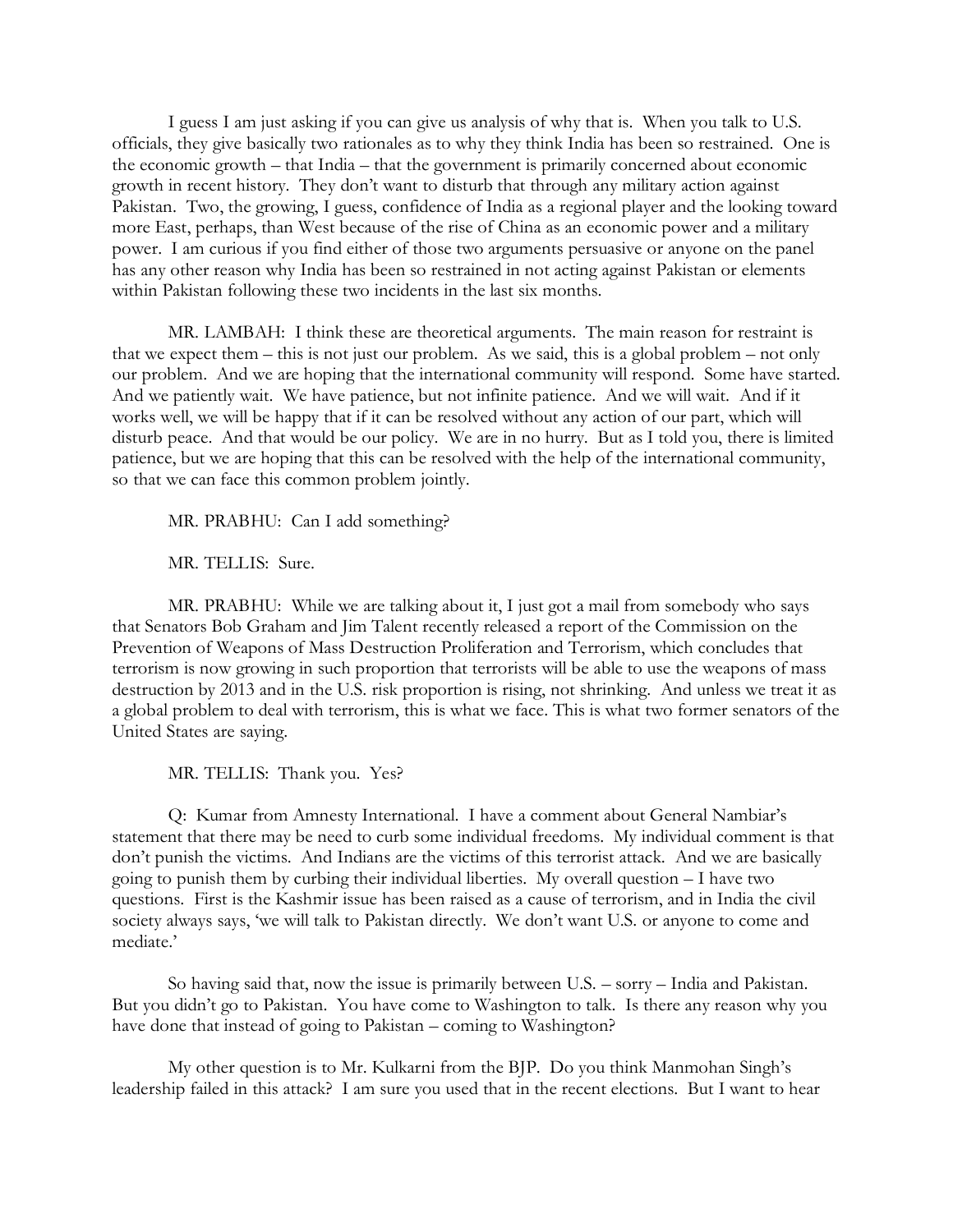I guess I am just asking if you can give us analysis of why that is. When you talk to U.S. officials, they give basically two rationales as to why they think India has been so restrained. One is the economic growth – that India – that the government is primarily concerned about economic growth in recent history. They don't want to disturb that through any military action against Pakistan. Two, the growing, I guess, confidence of India as a regional player and the looking toward more East, perhaps, than West because of the rise of China as an economic power and a military power. I am curious if you find either of those two arguments persuasive or anyone on the panel has any other reason why India has been so restrained in not acting against Pakistan or elements within Pakistan following these two incidents in the last six months.

MR. LAMBAH: I think these are theoretical arguments. The main reason for restraint is that we expect them – this is not just our problem. As we said, this is a global problem – not only our problem. And we are hoping that the international community will respond. Some have started. And we patiently wait. We have patience, but not infinite patience. And we will wait. And if it works well, we will be happy that if it can be resolved without any action of our part, which will disturb peace. And that would be our policy. We are in no hurry. But as I told you, there is limited patience, but we are hoping that this can be resolved with the help of the international community, so that we can face this common problem jointly.

MR. PRABHU: Can I add something?

MR. TELLIS: Sure.

MR. PRABHU: While we are talking about it, I just got a mail from somebody who says that Senators Bob Graham and Jim Talent recently released a report of the Commission on the Prevention of Weapons of Mass Destruction Proliferation and Terrorism, which concludes that terrorism is now growing in such proportion that terrorists will be able to use the weapons of mass destruction by 2013 and in the U.S. risk proportion is rising, not shrinking. And unless we treat it as a global problem to deal with terrorism, this is what we face. This is what two former senators of the United States are saying.

MR. TELLIS: Thank you. Yes?

Q: Kumar from Amnesty International. I have a comment about General Nambiar's statement that there may be need to curb some individual freedoms. My individual comment is that don't punish the victims. And Indians are the victims of this terrorist attack. And we are basically going to punish them by curbing their individual liberties. My overall question – I have two questions. First is the Kashmir issue has been raised as a cause of terrorism, and in India the civil society always says, 'we will talk to Pakistan directly. We don't want U.S. or anyone to come and mediate.'

So having said that, now the issue is primarily between U.S. – sorry – India and Pakistan. But you didn't go to Pakistan. You have come to Washington to talk. Is there any reason why you have done that instead of going to Pakistan – coming to Washington?

My other question is to Mr. Kulkarni from the BJP. Do you think Manmohan Singh's leadership failed in this attack? I am sure you used that in the recent elections. But I want to hear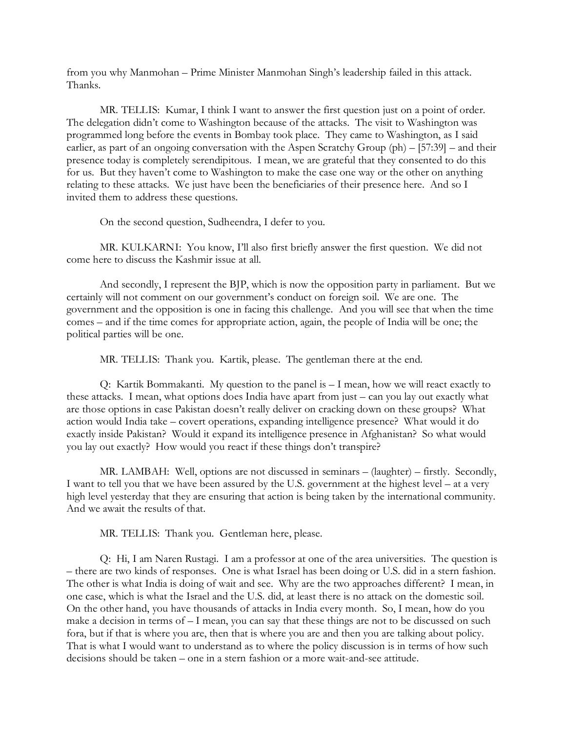from you why Manmohan – Prime Minister Manmohan Singh's leadership failed in this attack. Thanks.

MR. TELLIS: Kumar, I think I want to answer the first question just on a point of order. The delegation didn't come to Washington because of the attacks. The visit to Washington was programmed long before the events in Bombay took place. They came to Washington, as I said earlier, as part of an ongoing conversation with the Aspen Scratchy Group (ph) – [57:39] – and their presence today is completely serendipitous. I mean, we are grateful that they consented to do this for us. But they haven't come to Washington to make the case one way or the other on anything relating to these attacks. We just have been the beneficiaries of their presence here. And so I invited them to address these questions.

On the second question, Sudheendra, I defer to you.

MR. KULKARNI: You know, I'll also first briefly answer the first question. We did not come here to discuss the Kashmir issue at all.

And secondly, I represent the BJP, which is now the opposition party in parliament. But we certainly will not comment on our government's conduct on foreign soil. We are one. The government and the opposition is one in facing this challenge. And you will see that when the time comes – and if the time comes for appropriate action, again, the people of India will be one; the political parties will be one.

MR. TELLIS: Thank you. Kartik, please. The gentleman there at the end.

Q: Kartik Bommakanti. My question to the panel is – I mean, how we will react exactly to these attacks. I mean, what options does India have apart from just – can you lay out exactly what are those options in case Pakistan doesn't really deliver on cracking down on these groups? What action would India take – covert operations, expanding intelligence presence? What would it do exactly inside Pakistan? Would it expand its intelligence presence in Afghanistan? So what would you lay out exactly? How would you react if these things don't transpire?

MR. LAMBAH: Well, options are not discussed in seminars – (laughter) – firstly. Secondly, I want to tell you that we have been assured by the U.S. government at the highest level – at a very high level yesterday that they are ensuring that action is being taken by the international community. And we await the results of that.

MR. TELLIS: Thank you. Gentleman here, please.

Q: Hi, I am Naren Rustagi. I am a professor at one of the area universities. The question is – there are two kinds of responses. One is what Israel has been doing or U.S. did in a stern fashion. The other is what India is doing of wait and see. Why are the two approaches different? I mean, in one case, which is what the Israel and the U.S. did, at least there is no attack on the domestic soil. On the other hand, you have thousands of attacks in India every month. So, I mean, how do you make a decision in terms of – I mean, you can say that these things are not to be discussed on such fora, but if that is where you are, then that is where you are and then you are talking about policy. That is what I would want to understand as to where the policy discussion is in terms of how such decisions should be taken – one in a stern fashion or a more wait-and-see attitude.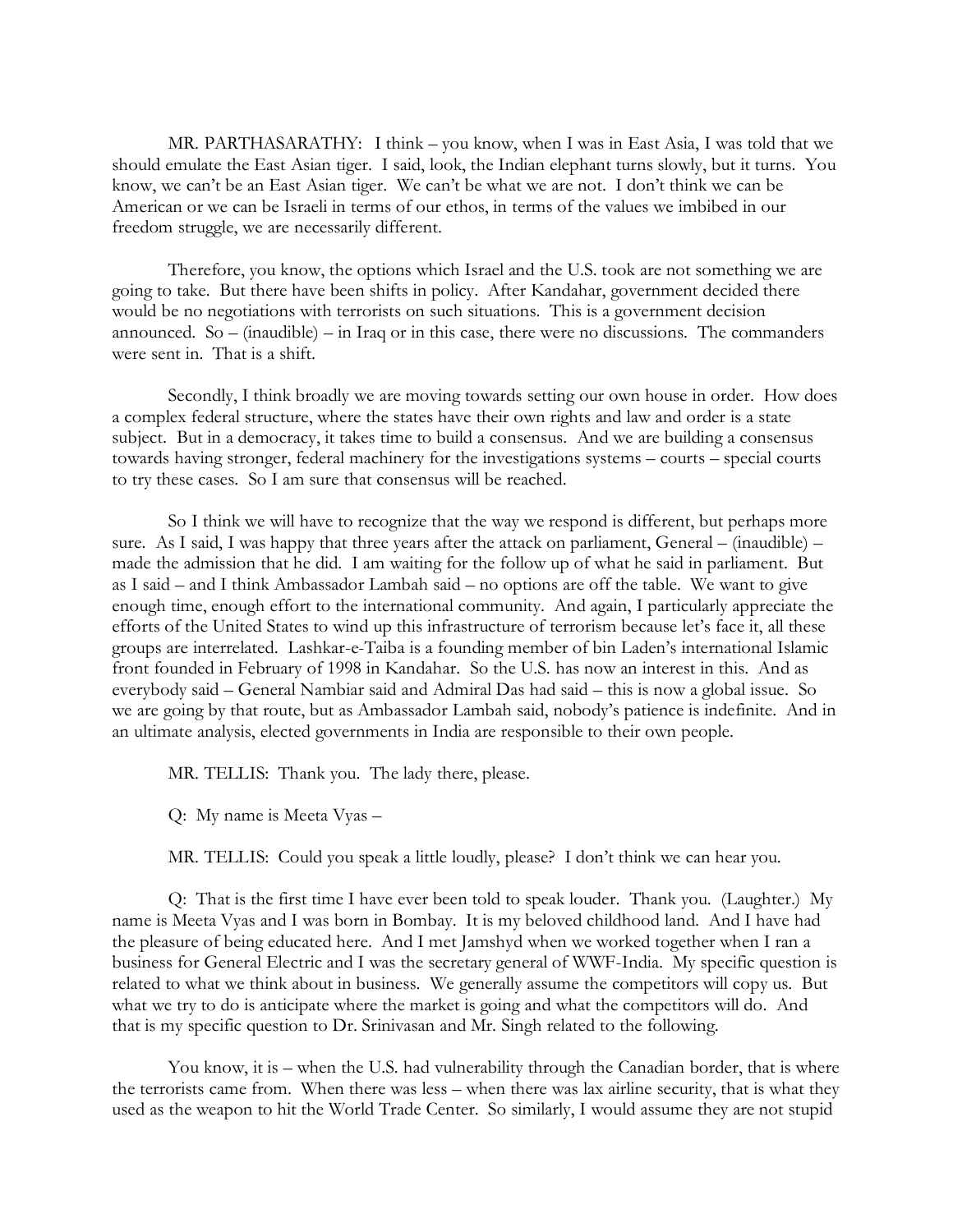MR. PARTHASARATHY: I think – you know, when I was in East Asia, I was told that we should emulate the East Asian tiger. I said, look, the Indian elephant turns slowly, but it turns. You know, we can't be an East Asian tiger. We can't be what we are not. I don't think we can be American or we can be Israeli in terms of our ethos, in terms of the values we imbibed in our freedom struggle, we are necessarily different.

Therefore, you know, the options which Israel and the U.S. took are not something we are going to take. But there have been shifts in policy. After Kandahar, government decided there would be no negotiations with terrorists on such situations. This is a government decision announced. So – (inaudible) – in Iraq or in this case, there were no discussions. The commanders were sent in. That is a shift.

Secondly, I think broadly we are moving towards setting our own house in order. How does a complex federal structure, where the states have their own rights and law and order is a state subject. But in a democracy, it takes time to build a consensus. And we are building a consensus towards having stronger, federal machinery for the investigations systems – courts – special courts to try these cases. So I am sure that consensus will be reached.

So I think we will have to recognize that the way we respond is different, but perhaps more sure. As I said, I was happy that three years after the attack on parliament, General – (inaudible) – made the admission that he did. I am waiting for the follow up of what he said in parliament. But as I said – and I think Ambassador Lambah said – no options are off the table. We want to give enough time, enough effort to the international community. And again, I particularly appreciate the efforts of the United States to wind up this infrastructure of terrorism because let's face it, all these groups are interrelated. Lashkar-e-Taiba is a founding member of bin Laden's international Islamic front founded in February of 1998 in Kandahar. So the U.S. has now an interest in this. And as everybody said – General Nambiar said and Admiral Das had said – this is now a global issue. So we are going by that route, but as Ambassador Lambah said, nobody's patience is indefinite. And in an ultimate analysis, elected governments in India are responsible to their own people.

MR. TELLIS: Thank you. The lady there, please.

Q: My name is Meeta Vyas –

MR. TELLIS: Could you speak a little loudly, please? I don't think we can hear you.

Q: That is the first time I have ever been told to speak louder. Thank you. (Laughter.) My name is Meeta Vyas and I was born in Bombay. It is my beloved childhood land. And I have had the pleasure of being educated here. And I met Jamshyd when we worked together when I ran a business for General Electric and I was the secretary general of WWF-India. My specific question is related to what we think about in business. We generally assume the competitors will copy us. But what we try to do is anticipate where the market is going and what the competitors will do. And that is my specific question to Dr. Srinivasan and Mr. Singh related to the following.

You know, it is – when the U.S. had vulnerability through the Canadian border, that is where the terrorists came from. When there was less – when there was lax airline security, that is what they used as the weapon to hit the World Trade Center. So similarly, I would assume they are not stupid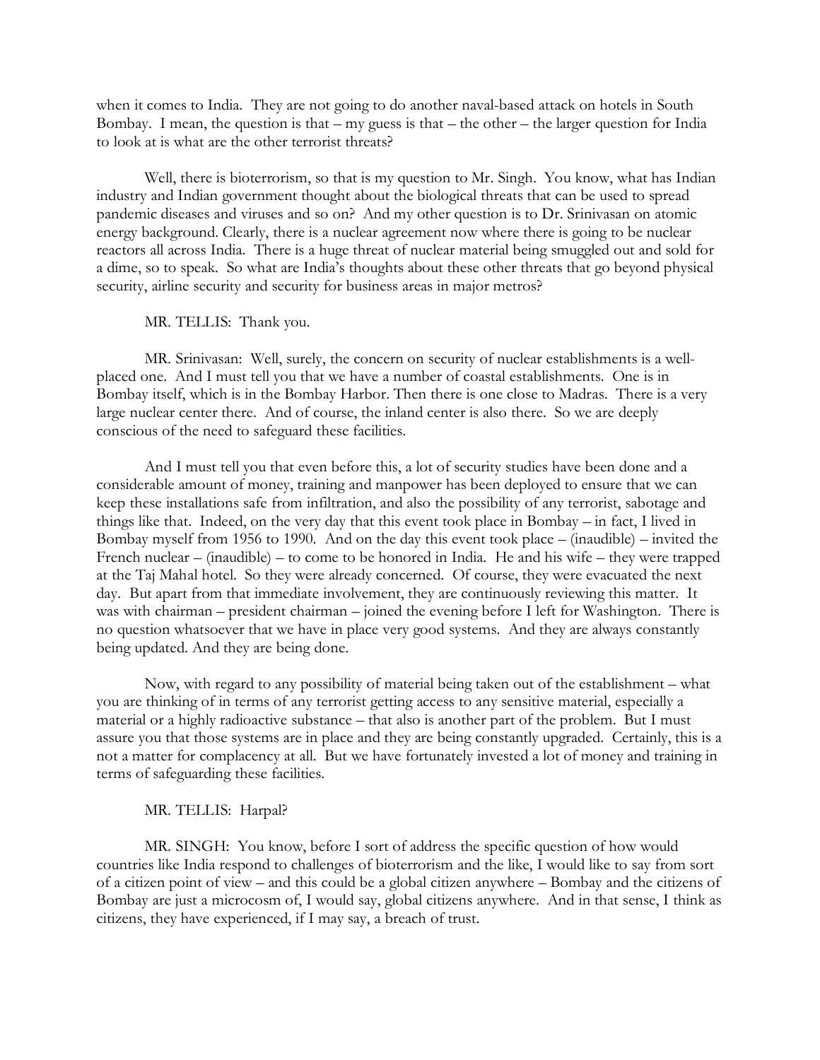when it comes to India. They are not going to do another naval-based attack on hotels in South Bombay. I mean, the question is that – my guess is that – the other – the larger question for India to look at is what are the other terrorist threats?

Well, there is bioterrorism, so that is my question to Mr. Singh. You know, what has Indian industry and Indian government thought about the biological threats that can be used to spread pandemic diseases and viruses and so on? And my other question is to Dr. Srinivasan on atomic energy background. Clearly, there is a nuclear agreement now where there is going to be nuclear reactors all across India. There is a huge threat of nuclear material being smuggled out and sold for a dime, so to speak. So what are India's thoughts about these other threats that go beyond physical security, airline security and security for business areas in major metros?

MR. TELLIS: Thank you.

MR. Srinivasan: Well, surely, the concern on security of nuclear establishments is a well-placed one. And I must tell you that we have a number of coastal establishments. One is in Bombay itself, which is in the Bombay Harbor. Then there is one close to Madras. There is a very large nuclear center there. And of course, the inland center is also there. So we are deeply conscious of the need to safeguard these facilities.

And I must tell you that even before this, a lot of security studies have been done and a considerable amount of money, training and manpower has been deployed to ensure that we can keep these installations safe from infiltration, and also the possibility of any terrorist, sabotage and things like that. Indeed, on the very day that this event took place in Bombay – in fact, I lived in Bombay myself from 1956 to 1990. And on the day this event took place – (inaudible) – invited the French nuclear – (inaudible) – to come to be honored in India. He and his wife – they were trapped at the Taj Mahal hotel. So they were already concerned. Of course, they were evacuated the next day. But apart from that immediate involvement, they are continuously reviewing this matter. It was with chairman – president chairman – joined the evening before I left for Washington. There is no question whatsoever that we have in place very good systems. And they are always constantly being updated. And they are being done.

Now, with regard to any possibility of material being taken out of the establishment – what you are thinking of in terms of any terrorist getting access to any sensitive material, especially a material or a highly radioactive substance – that also is another part of the problem. But I must assure you that those systems are in place and they are being constantly upgraded. Certainly, this is a not a matter for complacency at all. But we have fortunately invested a lot of money and training in terms of safeguarding these facilities.

MR. TELLIS: Harpal?

MR. SINGH: You know, before I sort of address the specific question of how would countries like India respond to challenges of bioterrorism and the like, I would like to say from sort of a citizen point of view – and this could be a global citizen anywhere – Bombay and the citizens of Bombay are just a microcosm of, I would say, global citizens anywhere. And in that sense, I think as citizens, they have experienced, if I may say, a breach of trust.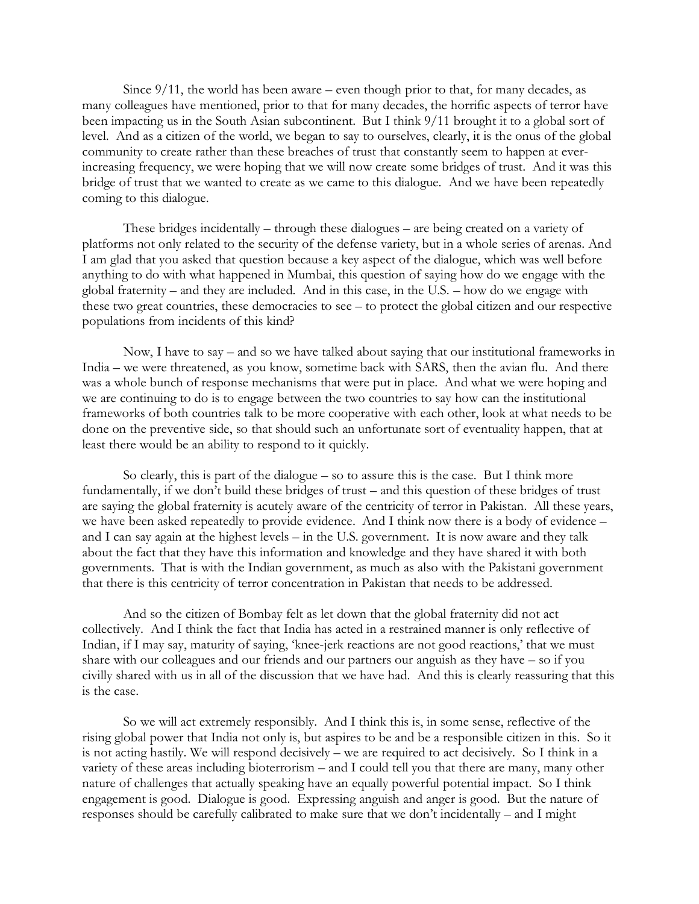Since 9/11, the world has been aware – even though prior to that, for many decades, as many colleagues have mentioned, prior to that for many decades, the horrific aspects of terror have been impacting us in the South Asian subcontinent. But I think 9/11 brought it to a global sort of level. And as a citizen of the world, we began to say to ourselves, clearly, it is the onus of the global community to create rather than these breaches of trust that constantly seem to happen at ever-increasing frequency, we were hoping that we will now create some bridges of trust. And it was this bridge of trust that we wanted to create as we came to this dialogue. And we have been repeatedly coming to this dialogue.

These bridges incidentally – through these dialogues – are being created on a variety of platforms not only related to the security of the defense variety, but in a whole series of arenas. And I am glad that you asked that question because a key aspect of the dialogue, which was well before anything to do with what happened in Mumbai, this question of saying how do we engage with the global fraternity – and they are included. And in this case, in the U.S. – how do we engage with these two great countries, these democracies to see – to protect the global citizen and our respective populations from incidents of this kind?

Now, I have to say – and so we have talked about saying that our institutional frameworks in India – we were threatened, as you know, sometime back with SARS, then the avian flu. And there was a whole bunch of response mechanisms that were put in place. And what we were hoping and we are continuing to do is to engage between the two countries to say how can the institutional frameworks of both countries talk to be more cooperative with each other, look at what needs to be done on the preventive side, so that should such an unfortunate sort of eventuality happen, that at least there would be an ability to respond to it quickly.

So clearly, this is part of the dialogue – so to assure this is the case. But I think more fundamentally, if we don't build these bridges of trust – and this question of these bridges of trust are saying the global fraternity is acutely aware of the centricity of terror in Pakistan. All these years, we have been asked repeatedly to provide evidence. And I think now there is a body of evidence – and I can say again at the highest levels – in the U.S. government. It is now aware and they talk about the fact that they have this information and knowledge and they have shared it with both governments. That is with the Indian government, as much as also with the Pakistani government that there is this centricity of terror concentration in Pakistan that needs to be addressed.

And so the citizen of Bombay felt as let down that the global fraternity did not act collectively. And I think the fact that India has acted in a restrained manner is only reflective of Indian, if I may say, maturity of saying, 'knee-jerk reactions are not good reactions,' that we must share with our colleagues and our friends and our partners our anguish as they have – so if you civilly shared with us in all of the discussion that we have had. And this is clearly reassuring that this is the case.

So we will act extremely responsibly. And I think this is, in some sense, reflective of the rising global power that India not only is, but aspires to be and be a responsible citizen in this. So it is not acting hastily. We will respond decisively – we are required to act decisively. So I think in a variety of these areas including bioterrorism – and I could tell you that there are many, many other nature of challenges that actually speaking have an equally powerful potential impact. So I think engagement is good. Dialogue is good. Expressing anguish and anger is good. But the nature of responses should be carefully calibrated to make sure that we don't incidentally – and I might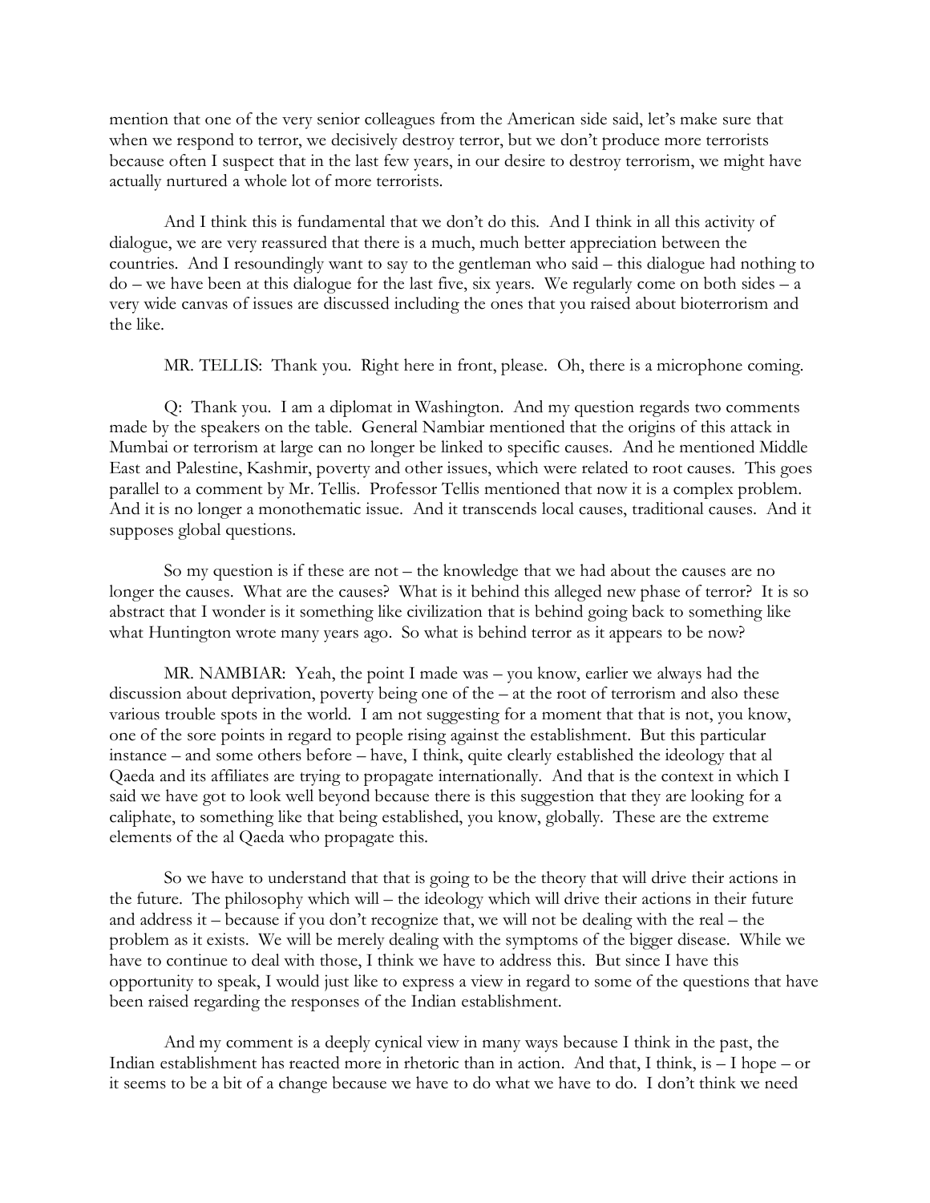mention that one of the very senior colleagues from the American side said, let's make sure that when we respond to terror, we decisively destroy terror, but we don't produce more terrorists because often I suspect that in the last few years, in our desire to destroy terrorism, we might have actually nurtured a whole lot of more terrorists.

And I think this is fundamental that we don't do this. And I think in all this activity of dialogue, we are very reassured that there is a much, much better appreciation between the countries. And I resoundingly want to say to the gentleman who said – this dialogue had nothing to do – we have been at this dialogue for the last five, six years. We regularly come on both sides – a very wide canvas of issues are discussed including the ones that you raised about bioterrorism and the like.

MR. TELLIS: Thank you. Right here in front, please. Oh, there is a microphone coming.

Q: Thank you. I am a diplomat in Washington. And my question regards two comments made by the speakers on the table. General Nambiar mentioned that the origins of this attack in Mumbai or terrorism at large can no longer be linked to specific causes. And he mentioned Middle East and Palestine, Kashmir, poverty and other issues, which were related to root causes. This goes parallel to a comment by Mr. Tellis. Professor Tellis mentioned that now it is a complex problem. And it is no longer a monothematic issue. And it transcends local causes, traditional causes. And it supposes global questions.

So my question is if these are not – the knowledge that we had about the causes are no longer the causes. What are the causes? What is it behind this alleged new phase of terror? It is so abstract that I wonder is it something like civilization that is behind going back to something like what Huntington wrote many years ago. So what is behind terror as it appears to be now?

MR. NAMBIAR: Yeah, the point I made was – you know, earlier we always had the discussion about deprivation, poverty being one of the – at the root of terrorism and also these various trouble spots in the world. I am not suggesting for a moment that that is not, you know, one of the sore points in regard to people rising against the establishment. But this particular instance – and some others before – have, I think, quite clearly established the ideology that al Qaeda and its affiliates are trying to propagate internationally. And that is the context in which I said we have got to look well beyond because there is this suggestion that they are looking for a caliphate, to something like that being established, you know, globally. These are the extreme elements of the al Qaeda who propagate this.

So we have to understand that that is going to be the theory that will drive their actions in the future. The philosophy which will – the ideology which will drive their actions in their future and address it – because if you don't recognize that, we will not be dealing with the real – the problem as it exists. We will be merely dealing with the symptoms of the bigger disease. While we have to continue to deal with those, I think we have to address this. But since I have this opportunity to speak, I would just like to express a view in regard to some of the questions that have been raised regarding the responses of the Indian establishment.

And my comment is a deeply cynical view in many ways because I think in the past, the Indian establishment has reacted more in rhetoric than in action. And that, I think, is – I hope – or it seems to be a bit of a change because we have to do what we have to do. I don't think we need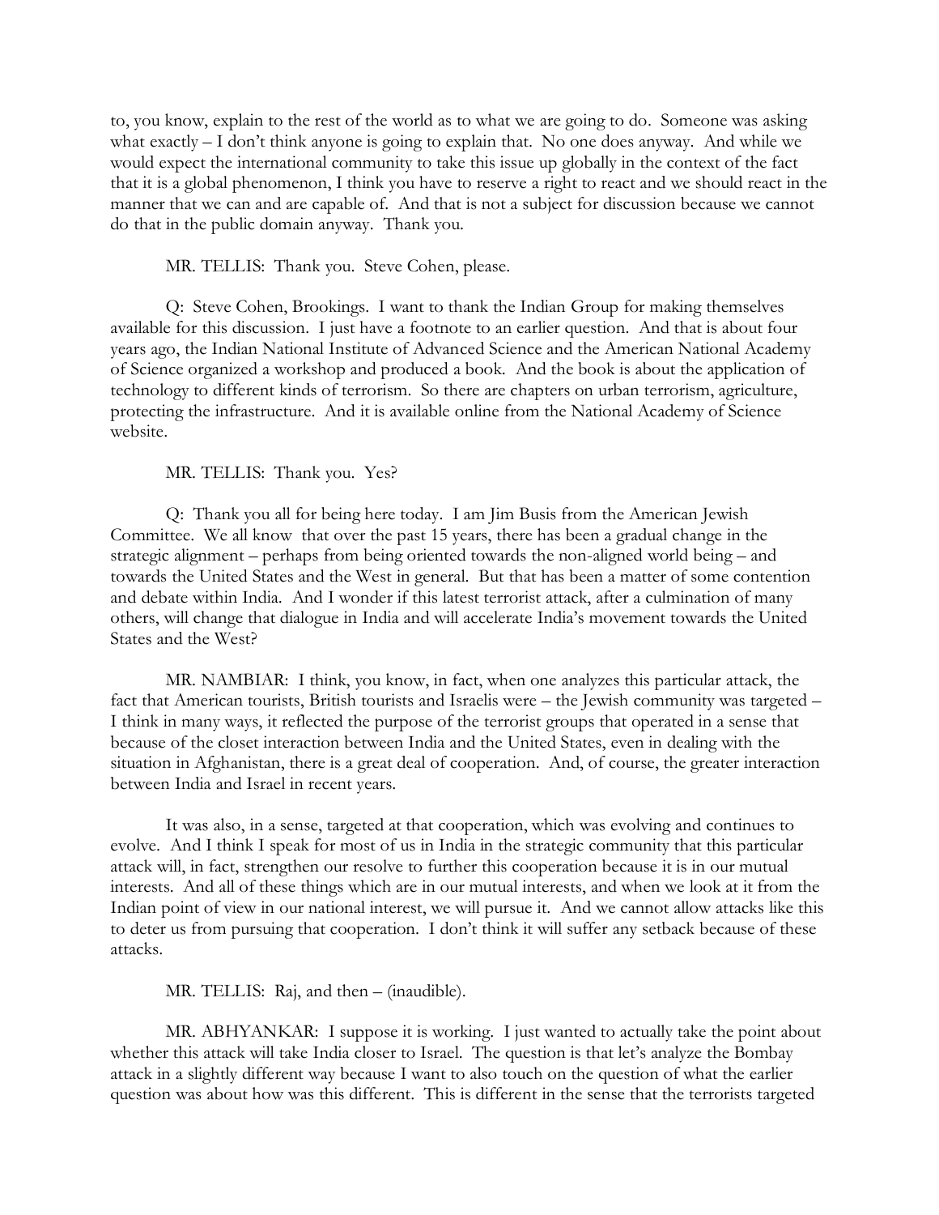to, you know, explain to the rest of the world as to what we are going to do. Someone was asking what exactly – I don't think anyone is going to explain that. No one does anyway. And while we would expect the international community to take this issue up globally in the context of the fact that it is a global phenomenon, I think you have to reserve a right to react and we should react in the manner that we can and are capable of. And that is not a subject for discussion because we cannot do that in the public domain anyway. Thank you.

MR. TELLIS: Thank you. Steve Cohen, please.

Q: Steve Cohen, Brookings. I want to thank the Indian Group for making themselves available for this discussion. I just have a footnote to an earlier question. And that is about four years ago, the Indian National Institute of Advanced Science and the American National Academy of Science organized a workshop and produced a book. And the book is about the application of technology to different kinds of terrorism. So there are chapters on urban terrorism, agriculture, protecting the infrastructure. And it is available online from the National Academy of Science website.

MR. TELLIS: Thank you. Yes?

Q: Thank you all for being here today. I am Jim Busis from the American Jewish Committee. We all know that over the past 15 years, there has been a gradual change in the strategic alignment – perhaps from being oriented towards the non-aligned world being – and towards the United States and the West in general. But that has been a matter of some contention and debate within India. And I wonder if this latest terrorist attack, after a culmination of many others, will change that dialogue in India and will accelerate India's movement towards the United States and the West?

MR. NAMBIAR: I think, you know, in fact, when one analyzes this particular attack, the fact that American tourists, British tourists and Israelis were – the Jewish community was targeted – I think in many ways, it reflected the purpose of the terrorist groups that operated in a sense that because of the closet interaction between India and the United States, even in dealing with the situation in Afghanistan, there is a great deal of cooperation. And, of course, the greater interaction between India and Israel in recent years.

It was also, in a sense, targeted at that cooperation, which was evolving and continues to evolve. And I think I speak for most of us in India in the strategic community that this particular attack will, in fact, strengthen our resolve to further this cooperation because it is in our mutual interests. And all of these things which are in our mutual interests, and when we look at it from the Indian point of view in our national interest, we will pursue it. And we cannot allow attacks like this to deter us from pursuing that cooperation. I don't think it will suffer any setback because of these attacks.

MR. TELLIS: Raj, and then – (inaudible).

MR. ABHYANKAR: I suppose it is working. I just wanted to actually take the point about whether this attack will take India closer to Israel. The question is that let's analyze the Bombay attack in a slightly different way because I want to also touch on the question of what the earlier question was about how was this different. This is different in the sense that the terrorists targeted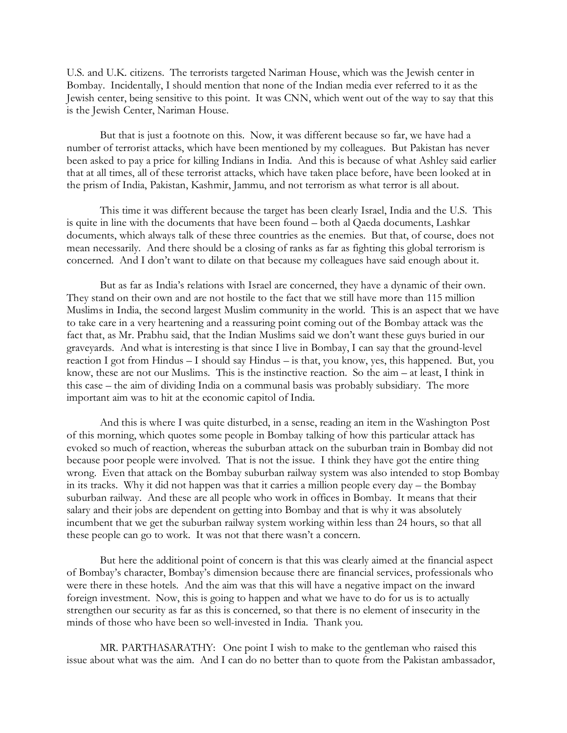U.S. and U.K. citizens. The terrorists targeted Nariman House, which was the Jewish center in Bombay. Incidentally, I should mention that none of the Indian media ever referred to it as the Jewish center, being sensitive to this point. It was CNN, which went out of the way to say that this is the Jewish Center, Nariman House.

But that is just a footnote on this. Now, it was different because so far, we have had a number of terrorist attacks, which have been mentioned by my colleagues. But Pakistan has never been asked to pay a price for killing Indians in India. And this is because of what Ashley said earlier that at all times, all of these terrorist attacks, which have taken place before, have been looked at in the prism of India, Pakistan, Kashmir, Jammu, and not terrorism as what terror is all about.

This time it was different because the target has been clearly Israel, India and the U.S. This is quite in line with the documents that have been found – both al Qaeda documents, Lashkar documents, which always talk of these three countries as the enemies. But that, of course, does not mean necessarily. And there should be a closing of ranks as far as fighting this global terrorism is concerned. And I don't want to dilate on that because my colleagues have said enough about it.

But as far as India's relations with Israel are concerned, they have a dynamic of their own. They stand on their own and are not hostile to the fact that we still have more than 115 million Muslims in India, the second largest Muslim community in the world. This is an aspect that we have to take care in a very heartening and a reassuring point coming out of the Bombay attack was the fact that, as Mr. Prabhu said, that the Indian Muslims said we don't want these guys buried in our graveyards. And what is interesting is that since I live in Bombay, I can say that the ground-level reaction I got from Hindus – I should say Hindus – is that, you know, yes, this happened. But, you know, these are not our Muslims. This is the instinctive reaction. So the aim – at least, I think in this case – the aim of dividing India on a communal basis was probably subsidiary. The more important aim was to hit at the economic capitol of India.

And this is where I was quite disturbed, in a sense, reading an item in the Washington Post of this morning, which quotes some people in Bombay talking of how this particular attack has evoked so much of reaction, whereas the suburban attack on the suburban train in Bombay did not because poor people were involved. That is not the issue. I think they have got the entire thing wrong. Even that attack on the Bombay suburban railway system was also intended to stop Bombay in its tracks. Why it did not happen was that it carries a million people every day – the Bombay suburban railway. And these are all people who work in offices in Bombay. It means that their salary and their jobs are dependent on getting into Bombay and that is why it was absolutely incumbent that we get the suburban railway system working within less than 24 hours, so that all these people can go to work. It was not that there wasn't a concern.

But here the additional point of concern is that this was clearly aimed at the financial aspect of Bombay's character, Bombay's dimension because there are financial services, professionals who were there in these hotels. And the aim was that this will have a negative impact on the inward foreign investment. Now, this is going to happen and what we have to do for us is to actually strengthen our security as far as this is concerned, so that there is no element of insecurity in the minds of those who have been so well-invested in India. Thank you.

MR. PARTHASARATHY: One point I wish to make to the gentleman who raised this issue about what was the aim. And I can do no better than to quote from the Pakistan ambassador,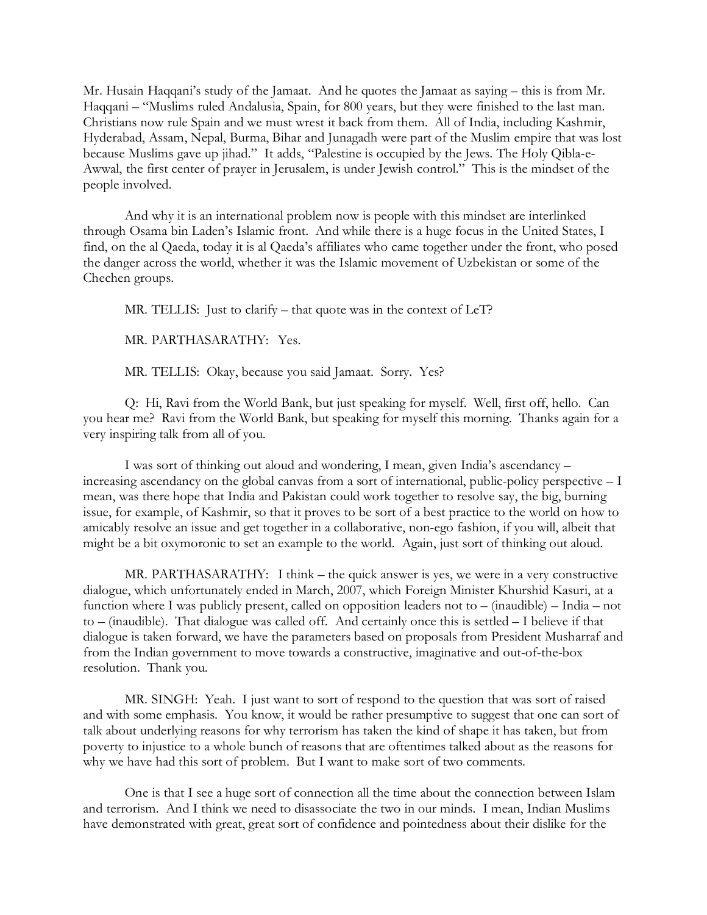Mr. Husain Haqqani's study of the Jamaat. And he quotes the Jamaat as saying – this is from Mr. Haqqani – "Muslims ruled Andalusia, Spain, for 800 years, but they were finished to the last man. Christians now rule Spain and we must wrest it back from them. All of India, including Kashmir, Hyderabad, Assam, Nepal, Burma, Bihar and Junagadh were part of the Muslim empire that was lost because Muslims gave up jihad." It adds, "Palestine is occupied by the Jews. The Holy Qibla-e-Awwal, the first center of prayer in Jerusalem, is under Jewish control." This is the mindset of the people involved.

And why it is an international problem now is people with this mindset are interlinked through Osama bin Laden's Islamic front. And while there is a huge focus in the United States, I find, on the al Qaeda, today it is al Qaeda's affiliates who came together under the front, who posed the danger across the world, whether it was the Islamic movement of Uzbekistan or some of the Chechen groups.

MR. TELLIS: Just to clarify – that quote was in the context of LeT?

MR. PARTHASARATHY: Yes.

MR. TELLIS: Okay, because you said Jamaat. Sorry. Yes?

Q: Hi, Ravi from the World Bank, but just speaking for myself. Well, first off, hello. Can you hear me? Ravi from the World Bank, but speaking for myself this morning. Thanks again for a very inspiring talk from all of you.

I was sort of thinking out aloud and wondering, I mean, given India's ascendancy – increasing ascendancy on the global canvas from a sort of international, public-policy perspective – I mean, was there hope that India and Pakistan could work together to resolve say, the big, burning issue, for example, of Kashmir, so that it proves to be sort of a best practice to the world on how to amicably resolve an issue and get together in a collaborative, non-ego fashion, if you will, albeit that might be a bit oxymoronic to set an example to the world. Again, just sort of thinking out aloud.

MR. PARTHASARATHY: I think – the quick answer is yes, we were in a very constructive dialogue, which unfortunately ended in March, 2007, which Foreign Minister Khurshid Kasuri, at a function where I was publicly present, called on opposition leaders not to – (inaudible) – India – not to – (inaudible). That dialogue was called off. And certainly once this is settled – I believe if that dialogue is taken forward, we have the parameters based on proposals from President Musharraf and from the Indian government to move towards a constructive, imaginative and out-of-the-box resolution. Thank you.

MR. SINGH: Yeah. I just want to sort of respond to the question that was sort of raised and with some emphasis. You know, it would be rather presumptive to suggest that one can sort of talk about underlying reasons for why terrorism has taken the kind of shape it has taken, but from poverty to injustice to a whole bunch of reasons that are oftentimes talked about as the reasons for why we have had this sort of problem. But I want to make sort of two comments.

One is that I see a huge sort of connection all the time about the connection between Islam and terrorism. And I think we need to disassociate the two in our minds. I mean, Indian Muslims have demonstrated with great, great sort of confidence and pointedness about their dislike for the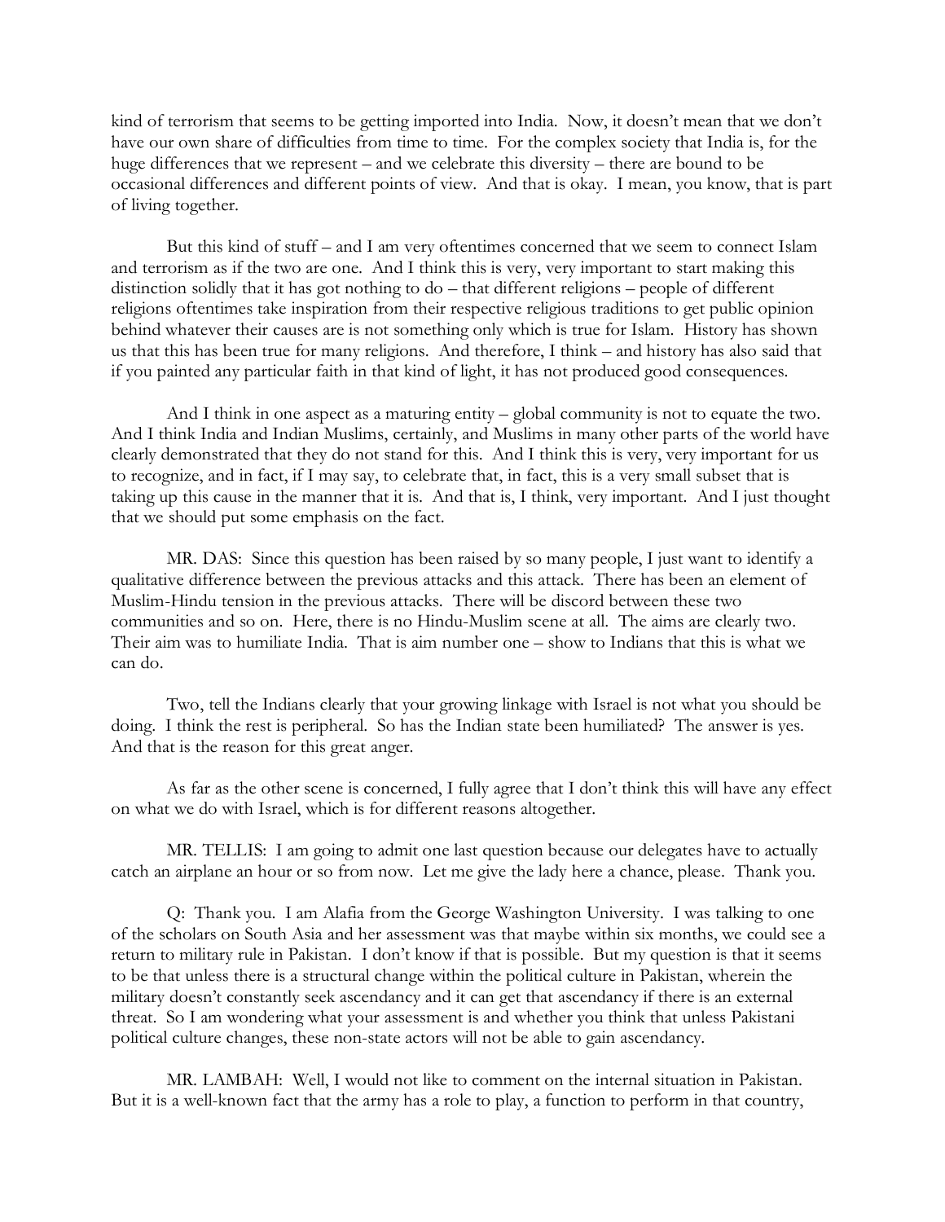kind of terrorism that seems to be getting imported into India. Now, it doesn't mean that we don't have our own share of difficulties from time to time. For the complex society that India is, for the huge differences that we represent – and we celebrate this diversity – there are bound to be occasional differences and different points of view. And that is okay. I mean, you know, that is part of living together.

But this kind of stuff – and I am very oftentimes concerned that we seem to connect Islam and terrorism as if the two are one. And I think this is very, very important to start making this distinction solidly that it has got nothing to do – that different religions – people of different religions oftentimes take inspiration from their respective religious traditions to get public opinion behind whatever their causes are is not something only which is true for Islam. History has shown us that this has been true for many religions. And therefore, I think – and history has also said that if you painted any particular faith in that kind of light, it has not produced good consequences.

And I think in one aspect as a maturing entity – global community is not to equate the two. And I think India and Indian Muslims, certainly, and Muslims in many other parts of the world have clearly demonstrated that they do not stand for this. And I think this is very, very important for us to recognize, and in fact, if I may say, to celebrate that, in fact, this is a very small subset that is taking up this cause in the manner that it is. And that is, I think, very important. And I just thought that we should put some emphasis on the fact.

MR. DAS: Since this question has been raised by so many people, I just want to identify a qualitative difference between the previous attacks and this attack. There has been an element of Muslim-Hindu tension in the previous attacks. There will be discord between these two communities and so on. Here, there is no Hindu-Muslim scene at all. The aims are clearly two. Their aim was to humiliate India. That is aim number one – show to Indians that this is what we can do.

Two, tell the Indians clearly that your growing linkage with Israel is not what you should be doing. I think the rest is peripheral. So has the Indian state been humiliated? The answer is yes. And that is the reason for this great anger.

As far as the other scene is concerned, I fully agree that I don't think this will have any effect on what we do with Israel, which is for different reasons altogether.

MR. TELLIS: I am going to admit one last question because our delegates have to actually catch an airplane an hour or so from now. Let me give the lady here a chance, please. Thank you.

Q: Thank you. I am Alafia from the George Washington University. I was talking to one of the scholars on South Asia and her assessment was that maybe within six months, we could see a return to military rule in Pakistan. I don't know if that is possible. But my question is that it seems to be that unless there is a structural change within the political culture in Pakistan, wherein the military doesn't constantly seek ascendancy and it can get that ascendancy if there is an external threat. So I am wondering what your assessment is and whether you think that unless Pakistani political culture changes, these non-state actors will not be able to gain ascendancy.

MR. LAMBAH: Well, I would not like to comment on the internal situation in Pakistan. But it is a well-known fact that the army has a role to play, a function to perform in that country,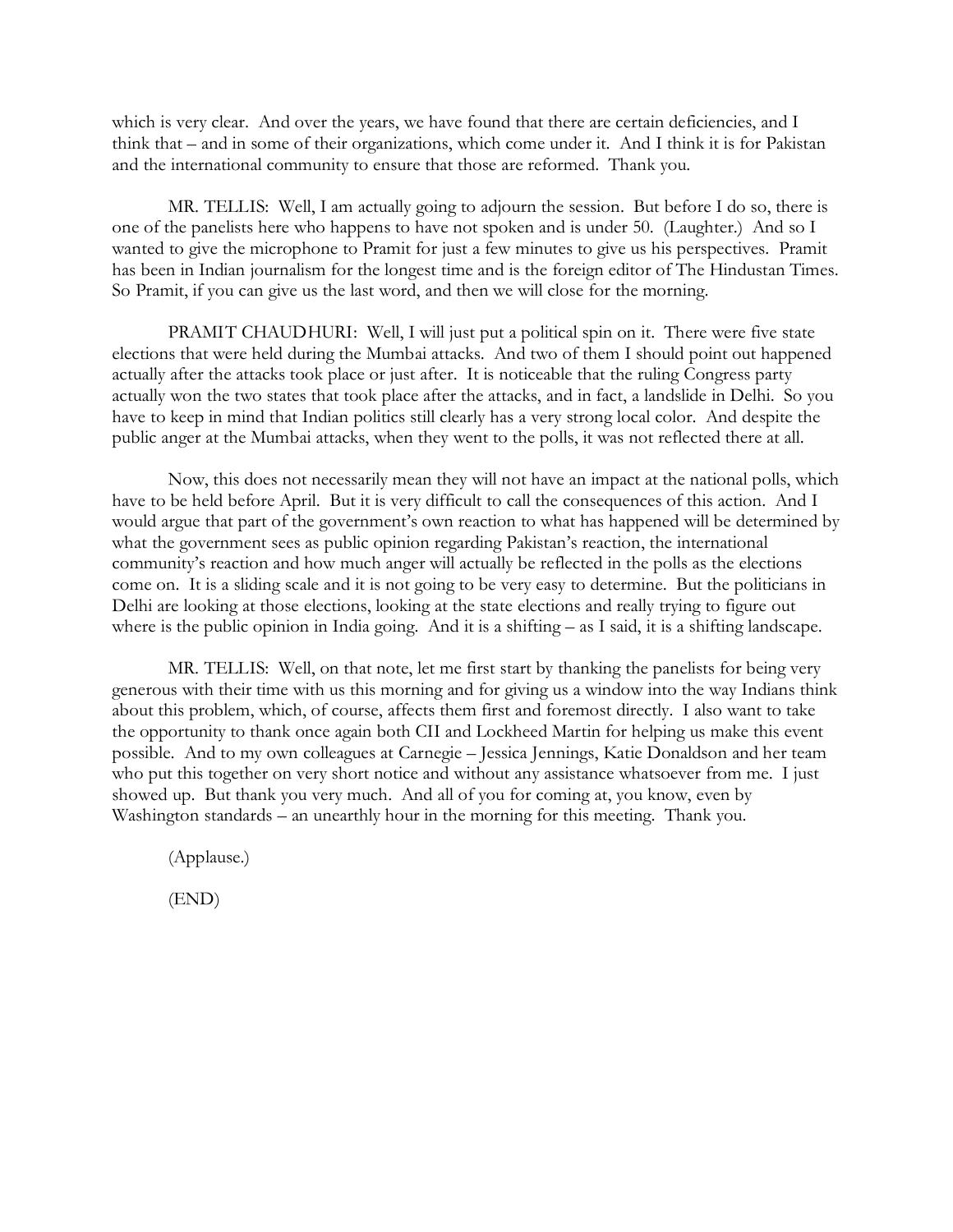which is very clear. And over the years, we have found that there are certain deficiencies, and I think that – and in some of their organizations, which come under it. And I think it is for Pakistan and the international community to ensure that those are reformed. Thank you.

MR. TELLIS: Well, I am actually going to adjourn the session. But before I do so, there is one of the panelists here who happens to have not spoken and is under 50. (Laughter.) And so I wanted to give the microphone to Pramit for just a few minutes to give us his perspectives. Pramit has been in Indian journalism for the longest time and is the foreign editor of The Hindustan Times. So Pramit, if you can give us the last word, and then we will close for the morning.

PRAMIT CHAUDHURI: Well, I will just put a political spin on it. There were five state elections that were held during the Mumbai attacks. And two of them I should point out happened actually after the attacks took place or just after. It is noticeable that the ruling Congress party actually won the two states that took place after the attacks, and in fact, a landslide in Delhi. So you have to keep in mind that Indian politics still clearly has a very strong local color. And despite the public anger at the Mumbai attacks, when they went to the polls, it was not reflected there at all.

Now, this does not necessarily mean they will not have an impact at the national polls, which have to be held before April. But it is very difficult to call the consequences of this action. And I would argue that part of the government's own reaction to what has happened will be determined by what the government sees as public opinion regarding Pakistan's reaction, the international community's reaction and how much anger will actually be reflected in the polls as the elections come on. It is a sliding scale and it is not going to be very easy to determine. But the politicians in Delhi are looking at those elections, looking at the state elections and really trying to figure out where is the public opinion in India going. And it is a shifting – as I said, it is a shifting landscape.

MR. TELLIS: Well, on that note, let me first start by thanking the panelists for being very generous with their time with us this morning and for giving us a window into the way Indians think about this problem, which, of course, affects them first and foremost directly. I also want to take the opportunity to thank once again both CII and Lockheed Martin for helping us make this event possible. And to my own colleagues at Carnegie – Jessica Jennings, Katie Donaldson and her team who put this together on very short notice and without any assistance whatsoever from me. I just showed up. But thank you very much. And all of you for coming at, you know, even by Washington standards – an unearthly hour in the morning for this meeting. Thank you.

(Applause.)

(END)